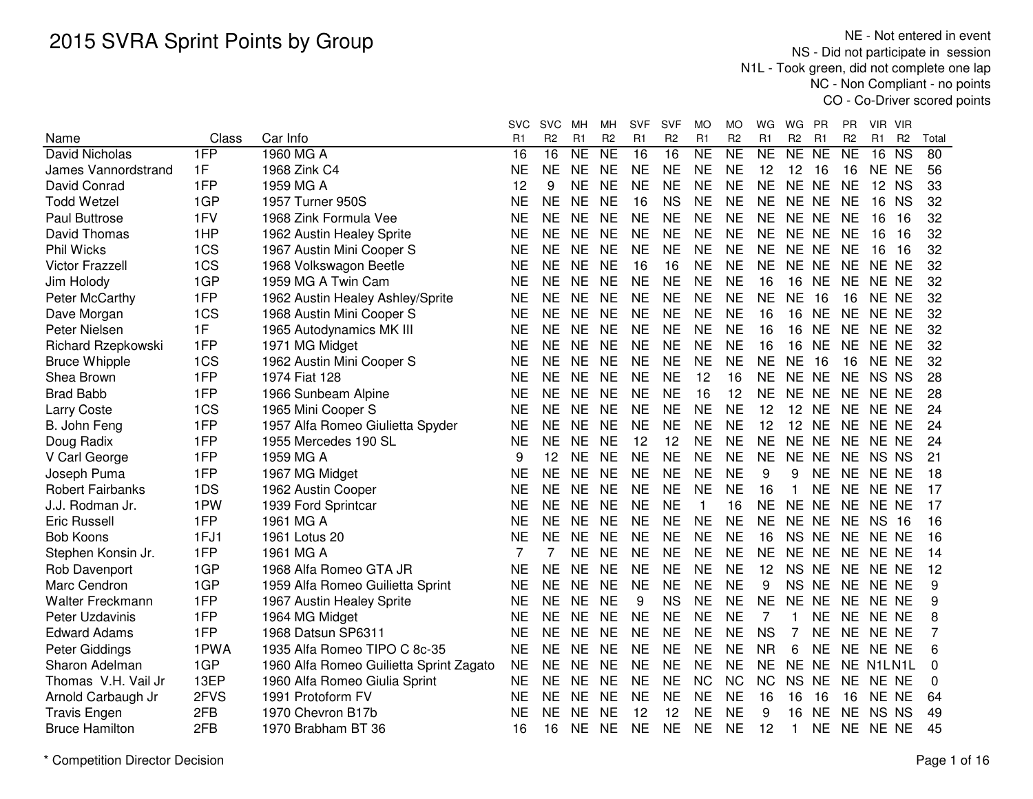# 2015 SVRA Sprint Points by Group

NE - Not entered in event
NS - Did not participate in session
N1L - Took green, did not complete one lap
NC - Non Compliant - no points
CO - Co-Driver scored points

| Name | Class | Car Info | SVC R1 | SVC R2 | MH R1 | MH R2 | SVF R1 | SVF R2 | MO R1 | MO R2 | WG R1 | WG R2 | PR R1 | PR R2 | VIR R1 | VIR R2 | Total |
|---|---|---|---|---|---|---|---|---|---|---|---|---|---|---|---|---|---|
| David Nicholas | 1FP | 1960 MG A | 16 | 16 | NE | NE | 16 | 16 | NE | NE | NE | NE | NE | NE | 16 | NS | 80 |
| James Vannordstrand | 1F | 1968 Zink C4 | NE | NE | NE | NE | NE | NE | NE | NE | 12 | 12 | 16 | 16 | NE | NE | 56 |
| David Conrad | 1FP | 1959 MG A | 12 | 9 | NE | NE | NE | NE | NE | NE | NE | NE | NE | NE | 12 | NS | 33 |
| Todd Wetzel | 1GP | 1957 Turner 950S | NE | NE | NE | NE | 16 | NS | NE | NE | NE | NE | NE | NE | 16 | NS | 32 |
| Paul Buttrose | 1FV | 1968 Zink Formula Vee | NE | NE | NE | NE | NE | NE | NE | NE | NE | NE | NE | NE | 16 | 16 | 32 |
| David Thomas | 1HP | 1962 Austin Healey Sprite | NE | NE | NE | NE | NE | NE | NE | NE | NE | NE | NE | NE | 16 | 16 | 32 |
| Phil Wicks | 1CS | 1967 Austin Mini Cooper S | NE | NE | NE | NE | NE | NE | NE | NE | NE | NE | NE | NE | 16 | 16 | 32 |
| Victor Frazzell | 1CS | 1968 Volkswagon Beetle | NE | NE | NE | NE | 16 | 16 | NE | NE | NE | NE | NE | NE | NE | NE | 32 |
| Jim Holody | 1GP | 1959 MG A Twin Cam | NE | NE | NE | NE | NE | NE | NE | NE | 16 | 16 | NE | NE | NE | NE | 32 |
| Peter McCarthy | 1FP | 1962 Austin Healey Ashley/Sprite | NE | NE | NE | NE | NE | NE | NE | NE | NE | NE | 16 | 16 | NE | NE | 32 |
| Dave Morgan | 1CS | 1968 Austin Mini Cooper S | NE | NE | NE | NE | NE | NE | NE | NE | 16 | 16 | NE | NE | NE | NE | 32 |
| Peter Nielsen | 1F | 1965 Autodynamics MK III | NE | NE | NE | NE | NE | NE | NE | NE | 16 | 16 | NE | NE | NE | NE | 32 |
| Richard Rzepkowski | 1FP | 1971 MG Midget | NE | NE | NE | NE | NE | NE | NE | NE | 16 | 16 | NE | NE | NE | NE | 32 |
| Bruce Whipple | 1CS | 1962 Austin Mini Cooper S | NE | NE | NE | NE | NE | NE | NE | NE | NE | NE | 16 | 16 | NE | NE | 32 |
| Shea Brown | 1FP | 1974 Fiat 128 | NE | NE | NE | NE | NE | NE | 12 | 16 | NE | NE | NE | NE | NS | NS | 28 |
| Brad Babb | 1FP | 1966 Sunbeam Alpine | NE | NE | NE | NE | NE | NE | 16 | 12 | NE | NE | NE | NE | NE | NE | 28 |
| Larry Coste | 1CS | 1965 Mini Cooper S | NE | NE | NE | NE | NE | NE | NE | NE | 12 | 12 | NE | NE | NE | NE | 24 |
| B. John Feng | 1FP | 1957 Alfa Romeo Giulietta Spyder | NE | NE | NE | NE | NE | NE | NE | NE | 12 | 12 | NE | NE | NE | NE | 24 |
| Doug Radix | 1FP | 1955 Mercedes 190 SL | NE | NE | NE | NE | 12 | 12 | NE | NE | NE | NE | NE | NE | NE | NE | 24 |
| V Carl George | 1FP | 1959 MG A | 9 | 12 | NE | NE | NE | NE | NE | NE | NE | NE | NE | NE | NS | NS | 21 |
| Joseph Puma | 1FP | 1967 MG Midget | NE | NE | NE | NE | NE | NE | NE | NE | 9 | 9 | NE | NE | NE | NE | 18 |
| Robert Fairbanks | 1DS | 1962 Austin Cooper | NE | NE | NE | NE | NE | NE | NE | NE | 16 | 1 | NE | NE | NE | NE | 17 |
| J.J. Rodman Jr. | 1PW | 1939 Ford Sprintcar | NE | NE | NE | NE | NE | NE | 1 | 16 | NE | NE | NE | NE | NE | NE | 17 |
| Eric Russell | 1FP | 1961 MG A | NE | NE | NE | NE | NE | NE | NE | NE | NE | NE | NE | NE | NS | 16 | 16 |
| Bob Koons | 1FJ1 | 1961 Lotus 20 | NE | NE | NE | NE | NE | NE | NE | NE | 16 | NS | NE | NE | NE | NE | 16 |
| Stephen Konsin Jr. | 1FP | 1961 MG A | 7 | 7 | NE | NE | NE | NE | NE | NE | NE | NE | NE | NE | NE | NE | 14 |
| Rob Davenport | 1GP | 1968 Alfa Romeo GTA JR | NE | NE | NE | NE | NE | NE | NE | NE | 12 | NS | NE | NE | NE | NE | 12 |
| Marc Cendron | 1GP | 1959 Alfa Romeo Guilietta Sprint | NE | NE | NE | NE | NE | NE | NE | NE | 9 | NS | NE | NE | NE | NE | 9 |
| Walter Freckmann | 1FP | 1967 Austin Healey Sprite | NE | NE | NE | NE | 9 | NS | NE | NE | NE | NE | NE | NE | NE | NE | 9 |
| Peter Uzdavinis | 1FP | 1964 MG Midget | NE | NE | NE | NE | NE | NE | NE | NE | 7 | 1 | NE | NE | NE | NE | 8 |
| Edward Adams | 1FP | 1968 Datsun SP6311 | NE | NE | NE | NE | NE | NE | NE | NE | NS | 7 | NE | NE | NE | NE | 7 |
| Peter Giddings | 1PWA | 1935 Alfa Romeo TIPO C 8c-35 | NE | NE | NE | NE | NE | NE | NE | NE | NR | 6 | NE | NE | NE | NE | 6 |
| Sharon Adelman | 1GP | 1960 Alfa Romeo Guilietta Sprint Zagato | NE | NE | NE | NE | NE | NE | NE | NE | NE | NE | NE | NE | N1L | N1L | 0 |
| Thomas V.H. Vail Jr | 13EP | 1960 Alfa Romeo Giulia Sprint | NE | NE | NE | NE | NE | NE | NC | NC | NC | NS | NE | NE | NE | NE | 0 |
| Arnold Carbaugh Jr | 2FVS | 1991 Protoform FV | NE | NE | NE | NE | NE | NE | NE | NE | 16 | 16 | 16 | 16 | NE | NE | 64 |
| Travis Engen | 2FB | 1970 Chevron B17b | NE | NE | NE | NE | 12 | 12 | NE | NE | 9 | 16 | NE | NE | NS | NS | 49 |
| Bruce Hamilton | 2FB | 1970 Brabham BT 36 | 16 | 16 | NE | NE | NE | NE | NE | NE | 12 | 1 | NE | NE | NE | NE | 45 |

\* Competition Director Decision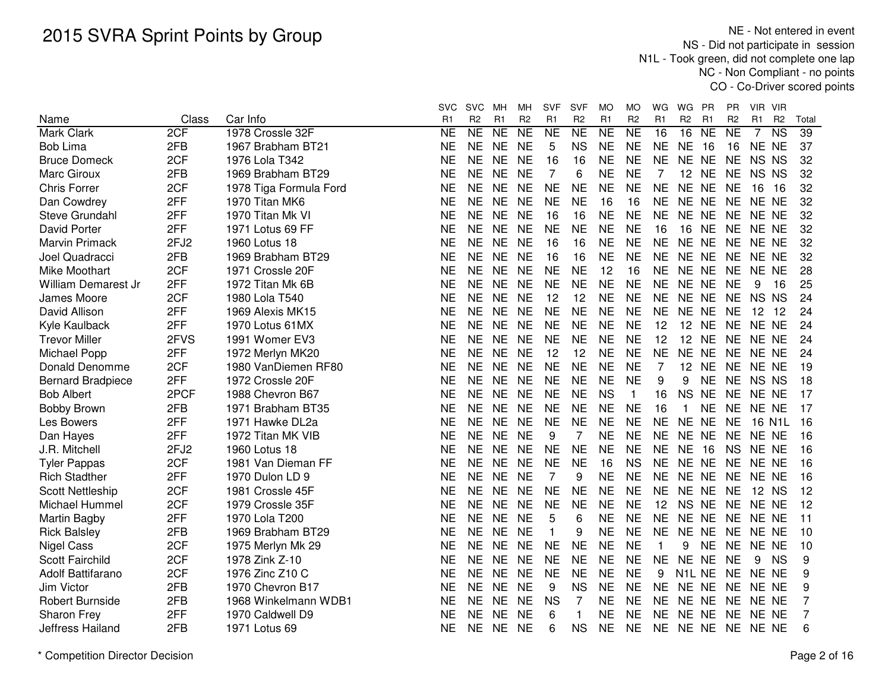# 2015 SVRA Sprint Points by Group

NE - Not entered in event
NS - Did not participate in session
N1L - Took green, did not complete one lap
NC - Non Compliant - no points
CO - Co-Driver scored points

| Name | Class | Car Info | SVC R1 | SVC R2 | MH R1 | MH R2 | SVF R1 | SVF R2 | MO R1 | MO R2 | WG R1 | WG R2 | PR R1 | PR R2 | VIR R1 | VIR R2 | Total |
|---|---|---|---|---|---|---|---|---|---|---|---|---|---|---|---|---|---|
| Mark Clark | 2CF | 1978 Crossle 32F | NE | NE | NE | NE | NE | NE | NE | NE | 16 | 16 | NE | NE | 7 | NS | 39 |
| Bob Lima | 2FB | 1967 Brabham BT21 | NE | NE | NE | NE | 5 | NS | NE | NE | NE | NE | 16 | 16 | NE | NE | 37 |
| Bruce Domeck | 2CF | 1976 Lola T342 | NE | NE | NE | NE | 16 | 16 | NE | NE | NE | NE | NE | NE | NS | NS | 32 |
| Marc Giroux | 2FB | 1969 Brabham BT29 | NE | NE | NE | NE | 7 | 6 | NE | NE | 7 | 12 | NE | NE | NS | NS | 32 |
| Chris Forrer | 2CF | 1978 Tiga Formula Ford | NE | NE | NE | NE | NE | NE | NE | NE | NE | NE | NE | NE | 16 | 16 | 32 |
| Dan Cowdrey | 2FF | 1970 Titan MK6 | NE | NE | NE | NE | NE | NE | 16 | 16 | NE | NE | NE | NE | NE | NE | 32 |
| Steve Grundahl | 2FF | 1970 Titan Mk VI | NE | NE | NE | NE | 16 | 16 | NE | NE | NE | NE | NE | NE | NE | NE | 32 |
| David Porter | 2FF | 1971 Lotus 69 FF | NE | NE | NE | NE | NE | NE | NE | NE | 16 | 16 | NE | NE | NE | NE | 32 |
| Marvin Primack | 2FJ2 | 1960 Lotus 18 | NE | NE | NE | NE | 16 | 16 | NE | NE | NE | NE | NE | NE | NE | NE | 32 |
| Joel Quadracci | 2FB | 1969 Brabham BT29 | NE | NE | NE | NE | 16 | 16 | NE | NE | NE | NE | NE | NE | NE | NE | 32 |
| Mike Moothart | 2CF | 1971 Crossle 20F | NE | NE | NE | NE | NE | NE | 12 | 16 | NE | NE | NE | NE | NE | NE | 28 |
| William Demarest Jr | 2FF | 1972 Titan Mk 6B | NE | NE | NE | NE | NE | NE | NE | NE | NE | NE | NE | NE | 9 | 16 | 25 |
| James Moore | 2CF | 1980 Lola T540 | NE | NE | NE | NE | 12 | 12 | NE | NE | NE | NE | NE | NE | NS | NS | 24 |
| David Allison | 2FF | 1969 Alexis MK15 | NE | NE | NE | NE | NE | NE | NE | NE | NE | NE | NE | NE | 12 | 12 | 24 |
| Kyle Kaulback | 2FF | 1970 Lotus 61MX | NE | NE | NE | NE | NE | NE | NE | NE | 12 | 12 | NE | NE | NE | NE | 24 |
| Trevor Miller | 2FVS | 1991 Womer EV3 | NE | NE | NE | NE | NE | NE | NE | NE | 12 | 12 | NE | NE | NE | NE | 24 |
| Michael Popp | 2FF | 1972 Merlyn MK20 | NE | NE | NE | NE | 12 | 12 | NE | NE | NE | NE | NE | NE | NE | NE | 24 |
| Donald Denomme | 2CF | 1980 VanDiemen RF80 | NE | NE | NE | NE | NE | NE | NE | NE | 7 | 12 | NE | NE | NE | NE | 19 |
| Bernard Bradpiece | 2FF | 1972 Crossle 20F | NE | NE | NE | NE | NE | NE | NE | NE | 9 | 9 | NE | NE | NS | NS | 18 |
| Bob Albert | 2PCF | 1988 Chevron B67 | NE | NE | NE | NE | NE | NE | NS | 1 | 16 | NS | NE | NE | NE | NE | 17 |
| Bobby Brown | 2FB | 1971 Brabham BT35 | NE | NE | NE | NE | NE | NE | NE | NE | 16 | 1 | NE | NE | NE | NE | 17 |
| Les Bowers | 2FF | 1971 Hawke DL2a | NE | NE | NE | NE | NE | NE | NE | NE | NE | NE | NE | NE | 16 | N1L | 16 |
| Dan Hayes | 2FF | 1972 Titan MK VIB | NE | NE | NE | NE | 9 | 7 | NE | NE | NE | NE | NE | NE | NE | NE | 16 |
| J.R. Mitchell | 2FJ2 | 1960 Lotus 18 | NE | NE | NE | NE | NE | NE | NE | NE | NE | NE | 16 | NS | NE | NE | 16 |
| Tyler Pappas | 2CF | 1981 Van Dieman FF | NE | NE | NE | NE | NE | NE | 16 | NS | NE | NE | NE | NE | NE | NE | 16 |
| Rich Stadther | 2FF | 1970 Dulon LD 9 | NE | NE | NE | NE | 7 | 9 | NE | NE | NE | NE | NE | NE | NE | NE | 16 |
| Scott Nettleship | 2CF | 1981 Crossle 45F | NE | NE | NE | NE | NE | NE | NE | NE | NE | NE | NE | NE | 12 | NS | 12 |
| Michael Hummel | 2CF | 1979 Crossle 35F | NE | NE | NE | NE | NE | NE | NE | NE | 12 | NS | NE | NE | NE | NE | 12 |
| Martin Bagby | 2FF | 1970 Lola T200 | NE | NE | NE | NE | 5 | 6 | NE | NE | NE | NE | NE | NE | NE | NE | 11 |
| Rick Balsley | 2FB | 1969 Brabham BT29 | NE | NE | NE | NE | 1 | 9 | NE | NE | NE | NE | NE | NE | NE | NE | 10 |
| Nigel Cass | 2CF | 1975 Merlyn Mk 29 | NE | NE | NE | NE | NE | NE | NE | NE | 1 | 9 | NE | NE | NE | NE | 10 |
| Scott Fairchild | 2CF | 1978 Zink Z-10 | NE | NE | NE | NE | NE | NE | NE | NE | NE | NE | NE | NE | 9 | NS | 9 |
| Adolf Battifarano | 2CF | 1976 Zinc Z10 C | NE | NE | NE | NE | NE | NE | NE | NE | 9 | N1L | NE | NE | NE | NE | 9 |
| Jim Victor | 2FB | 1970 Chevron B17 | NE | NE | NE | NE | 9 | NS | NE | NE | NE | NE | NE | NE | NE | NE | 9 |
| Robert Burnside | 2FB | 1968 Winkelmann WDB1 | NE | NE | NE | NE | NS | 7 | NE | NE | NE | NE | NE | NE | NE | NE | 7 |
| Sharon Frey | 2FF | 1970 Caldwell D9 | NE | NE | NE | NE | 6 | 1 | NE | NE | NE | NE | NE | NE | NE | NE | 7 |
| Jeffress Hailand | 2FB | 1971 Lotus 69 | NE | NE | NE | NE | 6 | NS | NE | NE | NE | NE | NE | NE | NE | NE | 6 |

\* Competition Director Decision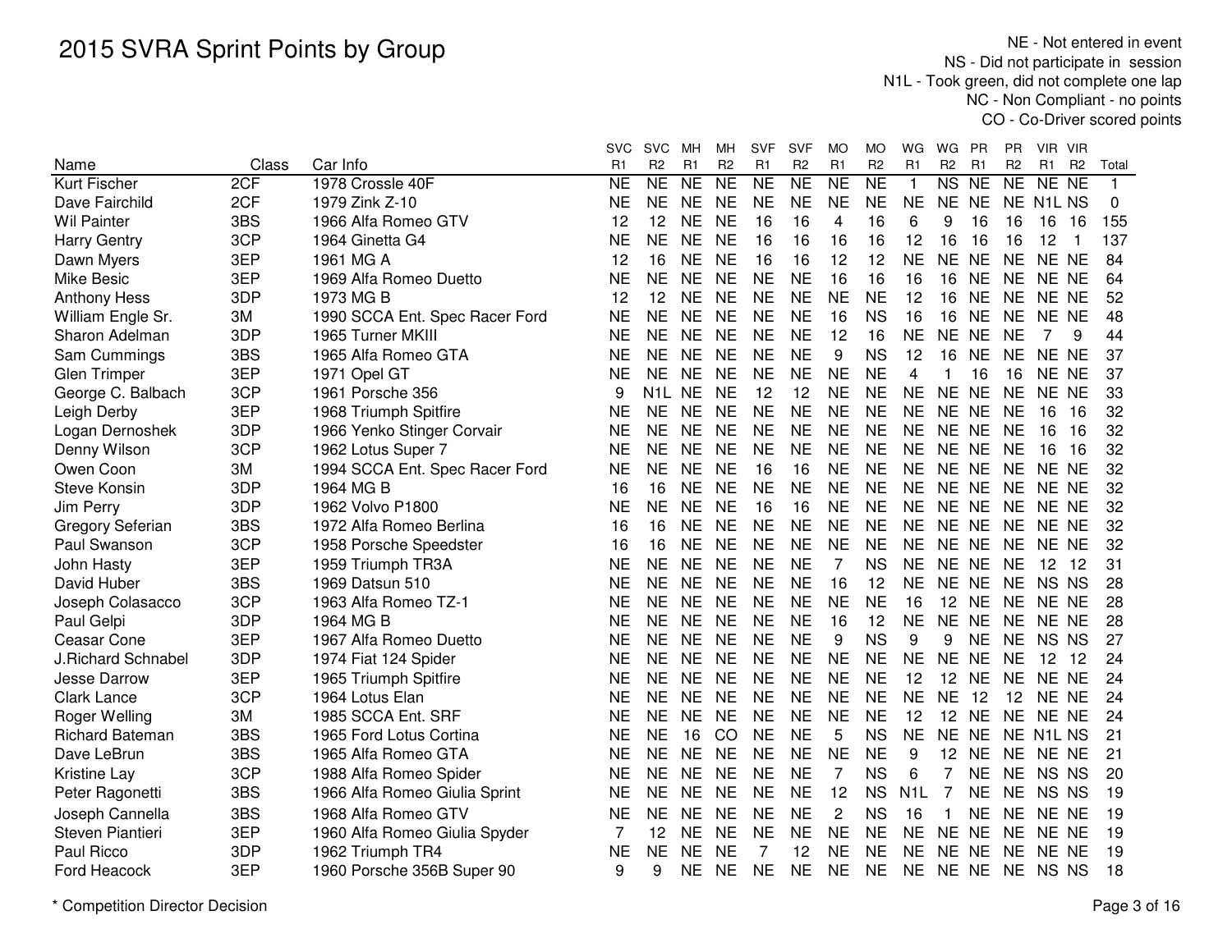# 2015 SVRA Sprint Points by Group

NE - Not entered in event
NS - Did not participate in session
N1L - Took green, did not complete one lap
NC - Non Compliant - no points
CO - Co-Driver scored points

| Name | Class | Car Info | SVC R1 | SVC R2 | MH R1 | MH R2 | SVF R1 | SVF R2 | MO R1 | MO R2 | WG R1 | WG R2 | PR R1 | PR R2 | VIR R1 | VIR R2 | Total |
|---|---|---|---|---|---|---|---|---|---|---|---|---|---|---|---|---|---|
| Kurt Fischer | 2CF | 1978 Crossle 40F | NE | NE | NE | NE | NE | NE | NE | NE | 1 | NS | NE | NE | NE | NE | 1 |
| Dave Fairchild | 2CF | 1979 Zink Z-10 | NE | NE | NE | NE | NE | NE | NE | NE | NE | NE | NE | NE | N1L | NS | 0 |
| Wil Painter | 3BS | 1966 Alfa Romeo GTV | 12 | 12 | NE | NE | 16 | 16 | 4 | 16 | 6 | 9 | 16 | 16 | 16 | 16 | 155 |
| Harry Gentry | 3CP | 1964 Ginetta G4 | NE | NE | NE | NE | 16 | 16 | 16 | 16 | 12 | 16 | 16 | 16 | 12 | 1 | 137 |
| Dawn Myers | 3EP | 1961 MG A | 12 | 16 | NE | NE | 16 | 16 | 12 | 12 | NE | NE | NE | NE | NE | NE | 84 |
| Mike Besic | 3EP | 1969 Alfa Romeo Duetto | NE | NE | NE | NE | NE | NE | 16 | 16 | 16 | 16 | NE | NE | NE | NE | 64 |
| Anthony Hess | 3DP | 1973 MG B | 12 | 12 | NE | NE | NE | NE | NE | NE | 12 | 16 | NE | NE | NE | NE | 52 |
| William Engle Sr. | 3M | 1990 SCCA Ent. Spec Racer Ford | NE | NE | NE | NE | NE | NE | 16 | NS | 16 | 16 | NE | NE | NE | NE | 48 |
| Sharon Adelman | 3DP | 1965 Turner MKIII | NE | NE | NE | NE | NE | NE | 12 | 16 | NE | NE | NE | NE | 7 | 9 | 44 |
| Sam Cummings | 3BS | 1965 Alfa Romeo GTA | NE | NE | NE | NE | NE | NE | 9 | NS | 12 | 16 | NE | NE | NE | NE | 37 |
| Glen Trimper | 3EP | 1971 Opel GT | NE | NE | NE | NE | NE | NE | NE | NE | 4 | 1 | 16 | 16 | NE | NE | 37 |
| George C. Balbach | 3CP | 1961 Porsche 356 | 9 | N1L | NE | NE | 12 | 12 | NE | NE | NE | NE | NE | NE | NE | NE | 33 |
| Leigh Derby | 3EP | 1968 Triumph Spitfire | NE | NE | NE | NE | NE | NE | NE | NE | NE | NE | NE | NE | 16 | 16 | 32 |
| Logan Dernoshek | 3DP | 1966 Yenko Stinger Corvair | NE | NE | NE | NE | NE | NE | NE | NE | NE | NE | NE | NE | 16 | 16 | 32 |
| Denny Wilson | 3CP | 1962 Lotus Super 7 | NE | NE | NE | NE | NE | NE | NE | NE | NE | NE | NE | NE | 16 | 16 | 32 |
| Owen Coon | 3M | 1994 SCCA Ent. Spec Racer Ford | NE | NE | NE | NE | 16 | 16 | NE | NE | NE | NE | NE | NE | NE | NE | 32 |
| Steve Konsin | 3DP | 1964 MG B | 16 | 16 | NE | NE | NE | NE | NE | NE | NE | NE | NE | NE | NE | NE | 32 |
| Jim Perry | 3DP | 1962 Volvo P1800 | NE | NE | NE | NE | 16 | 16 | NE | NE | NE | NE | NE | NE | NE | NE | 32 |
| Gregory Seferian | 3BS | 1972 Alfa Romeo Berlina | 16 | 16 | NE | NE | NE | NE | NE | NE | NE | NE | NE | NE | NE | NE | 32 |
| Paul Swanson | 3CP | 1958 Porsche Speedster | 16 | 16 | NE | NE | NE | NE | NE | NE | NE | NE | NE | NE | NE | NE | 32 |
| John Hasty | 3EP | 1959 Triumph TR3A | NE | NE | NE | NE | NE | NE | 7 | NS | NE | NE | NE | NE | 12 | 12 | 31 |
| David Huber | 3BS | 1969 Datsun 510 | NE | NE | NE | NE | NE | NE | 16 | 12 | NE | NE | NE | NE | NS | NS | 28 |
| Joseph Colasacco | 3CP | 1963 Alfa Romeo TZ-1 | NE | NE | NE | NE | NE | NE | NE | NE | 16 | 12 | NE | NE | NE | NE | 28 |
| Paul Gelpi | 3DP | 1964 MG B | NE | NE | NE | NE | NE | NE | 16 | 12 | NE | NE | NE | NE | NE | NE | 28 |
| Ceasar Cone | 3EP | 1967 Alfa Romeo Duetto | NE | NE | NE | NE | NE | NE | 9 | NS | 9 | 9 | NE | NE | NS | NS | 27 |
| J.Richard Schnabel | 3DP | 1974 Fiat 124 Spider | NE | NE | NE | NE | NE | NE | NE | NE | NE | NE | NE | NE | 12 | 12 | 24 |
| Jesse Darrow | 3EP | 1965 Triumph Spitfire | NE | NE | NE | NE | NE | NE | NE | NE | 12 | 12 | NE | NE | NE | NE | 24 |
| Clark Lance | 3CP | 1964 Lotus Elan | NE | NE | NE | NE | NE | NE | NE | NE | NE | NE | 12 | 12 | NE | NE | 24 |
| Roger Welling | 3M | 1985 SCCA Ent. SRF | NE | NE | NE | NE | NE | NE | NE | NE | 12 | 12 | NE | NE | NE | NE | 24 |
| Richard Bateman | 3BS | 1965 Ford Lotus Cortina | NE | NE | 16 | CO | NE | NE | 5 | NS | NE | NE | NE | NE | N1L | NS | 21 |
| Dave LeBrun | 3BS | 1965 Alfa Romeo GTA | NE | NE | NE | NE | NE | NE | NE | NE | 9 | 12 | NE | NE | NE | NE | 21 |
| Kristine Lay | 3CP | 1988 Alfa Romeo Spider | NE | NE | NE | NE | NE | NE | 7 | NS | 6 | 7 | NE | NE | NS | NS | 20 |
| Peter Ragonetti | 3BS | 1966 Alfa Romeo Giulia Sprint | NE | NE | NE | NE | NE | NE | 12 | NS | N1L | 7 | NE | NE | NS | NS | 19 |
| Joseph Cannella | 3BS | 1968 Alfa Romeo GTV | NE | NE | NE | NE | NE | NE | 2 | NS | 16 | 1 | NE | NE | NE | NE | 19 |
| Steven Piantieri | 3EP | 1960 Alfa Romeo Giulia Spyder | 7 | 12 | NE | NE | NE | NE | NE | NE | NE | NE | NE | NE | NE | NE | 19 |
| Paul Ricco | 3DP | 1962 Triumph TR4 | NE | NE | NE | NE | 7 | 12 | NE | NE | NE | NE | NE | NE | NE | NE | 19 |
| Ford Heacock | 3EP | 1960 Porsche 356B Super 90 | 9 | 9 | NE | NE | NE | NE | NE | NE | NE | NE | NE | NE | NS | NS | 18 |

\* Competition Director Decision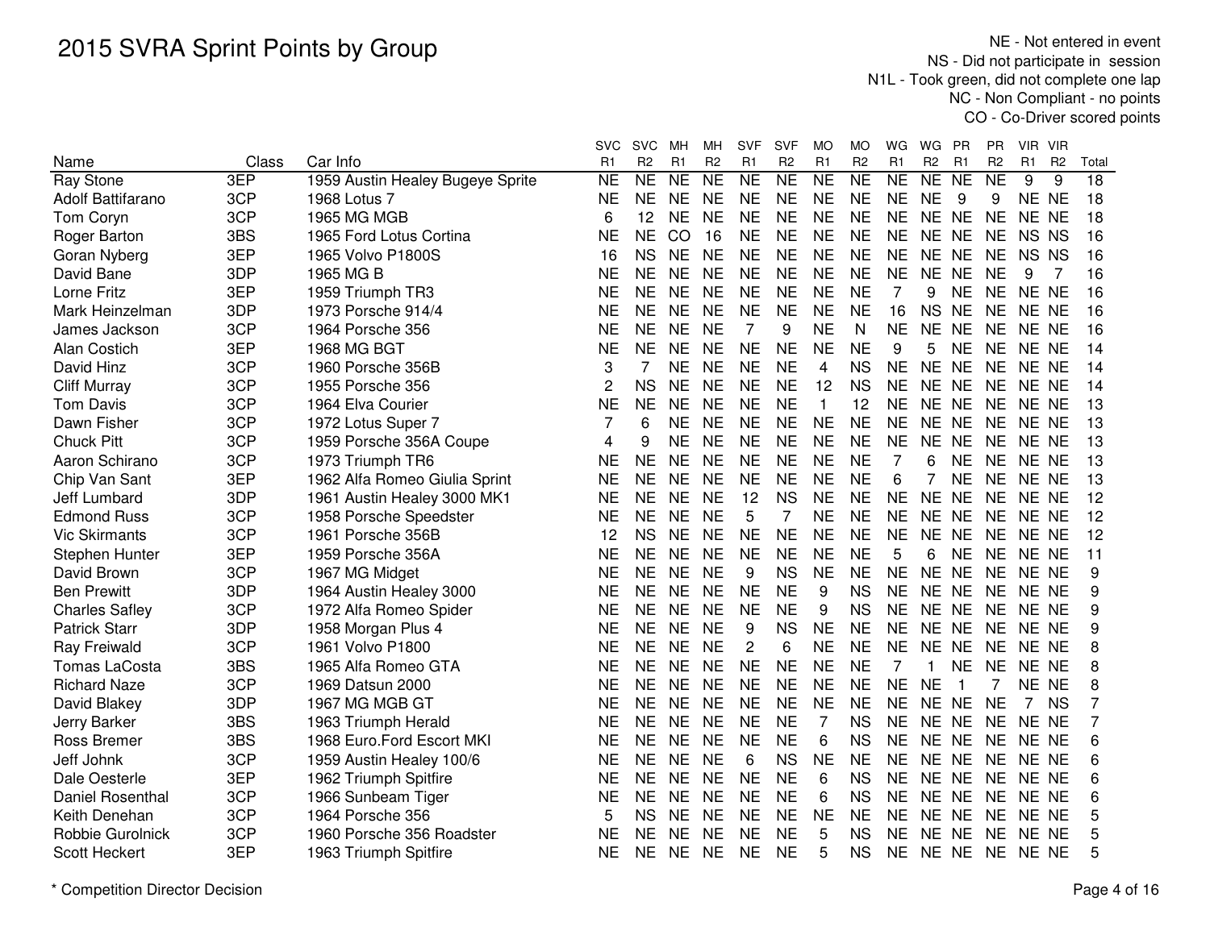# 2015 SVRA Sprint Points by Group

NE - Not entered in event
NS - Did not participate in session
N1L - Took green, did not complete one lap
NC - Non Compliant - no points
CO - Co-Driver scored points

| Name | Class | Car Info | SVC R1 | SVC R2 | MH R1 | MH R2 | SVF R1 | SVF R2 | MO R1 | MO R2 | WG R1 | WG R2 | PR R1 | PR R2 | VIR R1 | VIR R2 | Total |
|---|---|---|---|---|---|---|---|---|---|---|---|---|---|---|---|---|---|
| Ray Stone | 3EP | 1959 Austin Healey Bugeye Sprite | NE | NE | NE | NE | NE | NE | NE | NE | NE | NE | NE | NE | 9 | 9 | 18 |
| Adolf Battifarano | 3CP | 1968 Lotus 7 | NE | NE | NE | NE | NE | NE | NE | NE | NE | NE | 9 | 9 | NE | NE | 18 |
| Tom Coryn | 3CP | 1965 MG MGB | 6 | 12 | NE | NE | NE | NE | NE | NE | NE | NE | NE | NE | NE | NE | 18 |
| Roger Barton | 3BS | 1965 Ford Lotus Cortina | NE | NE | CO | 16 | NE | NE | NE | NE | NE | NE | NE | NE | NS | NS | 16 |
| Goran Nyberg | 3EP | 1965 Volvo P1800S | 16 | NS | NE | NE | NE | NE | NE | NE | NE | NE | NE | NE | NS | NS | 16 |
| David Bane | 3DP | 1965 MG B | NE | NE | NE | NE | NE | NE | NE | NE | NE | NE | NE | NE | 9 | 7 | 16 |
| Lorne Fritz | 3EP | 1959 Triumph TR3 | NE | NE | NE | NE | NE | NE | NE | NE | 7 | 9 | NE | NE | NE | NE | 16 |
| Mark Heinzelman | 3DP | 1973 Porsche 914/4 | NE | NE | NE | NE | NE | NE | NE | NE | 16 | NS | NE | NE | NE | NE | 16 |
| James Jackson | 3CP | 1964 Porsche 356 | NE | NE | NE | NE | 7 | 9 | NE | N | NE | NE | NE | NE | NE | NE | 16 |
| Alan Costich | 3EP | 1968 MG BGT | NE | NE | NE | NE | NE | NE | NE | NE | 9 | 5 | NE | NE | NE | NE | 14 |
| David Hinz | 3CP | 1960 Porsche 356B | 3 | 7 | NE | NE | NE | NE | 4 | NS | NE | NE | NE | NE | NE | NE | 14 |
| Cliff Murray | 3CP | 1955 Porsche 356 | 2 | NS | NE | NE | NE | NE | 12 | NS | NE | NE | NE | NE | NE | NE | 14 |
| Tom Davis | 3CP | 1964 Elva Courier | NE | NE | NE | NE | NE | NE | 1 | 12 | NE | NE | NE | NE | NE | NE | 13 |
| Dawn Fisher | 3CP | 1972 Lotus Super 7 | 7 | 6 | NE | NE | NE | NE | NE | NE | NE | NE | NE | NE | NE | NE | 13 |
| Chuck Pitt | 3CP | 1959 Porsche 356A Coupe | 4 | 9 | NE | NE | NE | NE | NE | NE | NE | NE | NE | NE | NE | NE | 13 |
| Aaron Schirano | 3CP | 1973 Triumph TR6 | NE | NE | NE | NE | NE | NE | NE | NE | 7 | 6 | NE | NE | NE | NE | 13 |
| Chip Van Sant | 3EP | 1962 Alfa Romeo Giulia Sprint | NE | NE | NE | NE | NE | NE | NE | NE | 6 | 7 | NE | NE | NE | NE | 13 |
| Jeff Lumbard | 3DP | 1961 Austin Healey 3000 MK1 | NE | NE | NE | NE | 12 | NS | NE | NE | NE | NE | NE | NE | NE | NE | 12 |
| Edmond Russ | 3CP | 1958 Porsche Speedster | NE | NE | NE | NE | 5 | 7 | NE | NE | NE | NE | NE | NE | NE | NE | 12 |
| Vic Skirmants | 3CP | 1961 Porsche 356B | 12 | NS | NE | NE | NE | NE | NE | NE | NE | NE | NE | NE | NE | NE | 12 |
| Stephen Hunter | 3EP | 1959 Porsche 356A | NE | NE | NE | NE | NE | NE | NE | NE | 5 | 6 | NE | NE | NE | NE | 11 |
| David Brown | 3CP | 1967 MG Midget | NE | NE | NE | NE | 9 | NS | NE | NE | NE | NE | NE | NE | NE | NE | 9 |
| Ben Prewitt | 3DP | 1964 Austin Healey 3000 | NE | NE | NE | NE | NE | NE | 9 | NS | NE | NE | NE | NE | NE | NE | 9 |
| Charles Safley | 3CP | 1972 Alfa Romeo Spider | NE | NE | NE | NE | NE | NE | 9 | NS | NE | NE | NE | NE | NE | NE | 9 |
| Patrick Starr | 3DP | 1958 Morgan Plus 4 | NE | NE | NE | NE | 9 | NS | NE | NE | NE | NE | NE | NE | NE | NE | 9 |
| Ray Freiwald | 3CP | 1961 Volvo P1800 | NE | NE | NE | NE | 2 | 6 | NE | NE | NE | NE | NE | NE | NE | NE | 8 |
| Tomas LaCosta | 3BS | 1965 Alfa Romeo GTA | NE | NE | NE | NE | NE | NE | NE | NE | 7 | 1 | NE | NE | NE | NE | 8 |
| Richard Naze | 3CP | 1969 Datsun 2000 | NE | NE | NE | NE | NE | NE | NE | NE | NE | NE | 1 | 7 | NE | NE | 8 |
| David Blakey | 3DP | 1967 MG MGB GT | NE | NE | NE | NE | NE | NE | NE | NE | NE | NE | NE | NE | 7 | NS | 7 |
| Jerry Barker | 3BS | 1963 Triumph Herald | NE | NE | NE | NE | NE | NE | 7 | NS | NE | NE | NE | NE | NE | NE | 7 |
| Ross Bremer | 3BS | 1968 Euro.Ford Escort MKI | NE | NE | NE | NE | NE | NE | 6 | NS | NE | NE | NE | NE | NE | NE | 6 |
| Jeff Johnk | 3CP | 1959 Austin Healey 100/6 | NE | NE | NE | NE | 6 | NS | NE | NE | NE | NE | NE | NE | NE | NE | 6 |
| Dale Oesterle | 3EP | 1962 Triumph Spitfire | NE | NE | NE | NE | NE | NE | 6 | NS | NE | NE | NE | NE | NE | NE | 6 |
| Daniel Rosenthal | 3CP | 1966 Sunbeam Tiger | NE | NE | NE | NE | NE | NE | 6 | NS | NE | NE | NE | NE | NE | NE | 6 |
| Keith Denehan | 3CP | 1964 Porsche 356 | 5 | NS | NE | NE | NE | NE | NE | NE | NE | NE | NE | NE | NE | NE | 5 |
| Robbie Gurolnick | 3CP | 1960 Porsche 356 Roadster | NE | NE | NE | NE | NE | NE | 5 | NS | NE | NE | NE | NE | NE | NE | 5 |
| Scott Heckert | 3EP | 1963 Triumph Spitfire | NE | NE | NE | NE | NE | NE | 5 | NS | NE | NE | NE | NE | NE | NE | 5 |

\* Competition Director Decision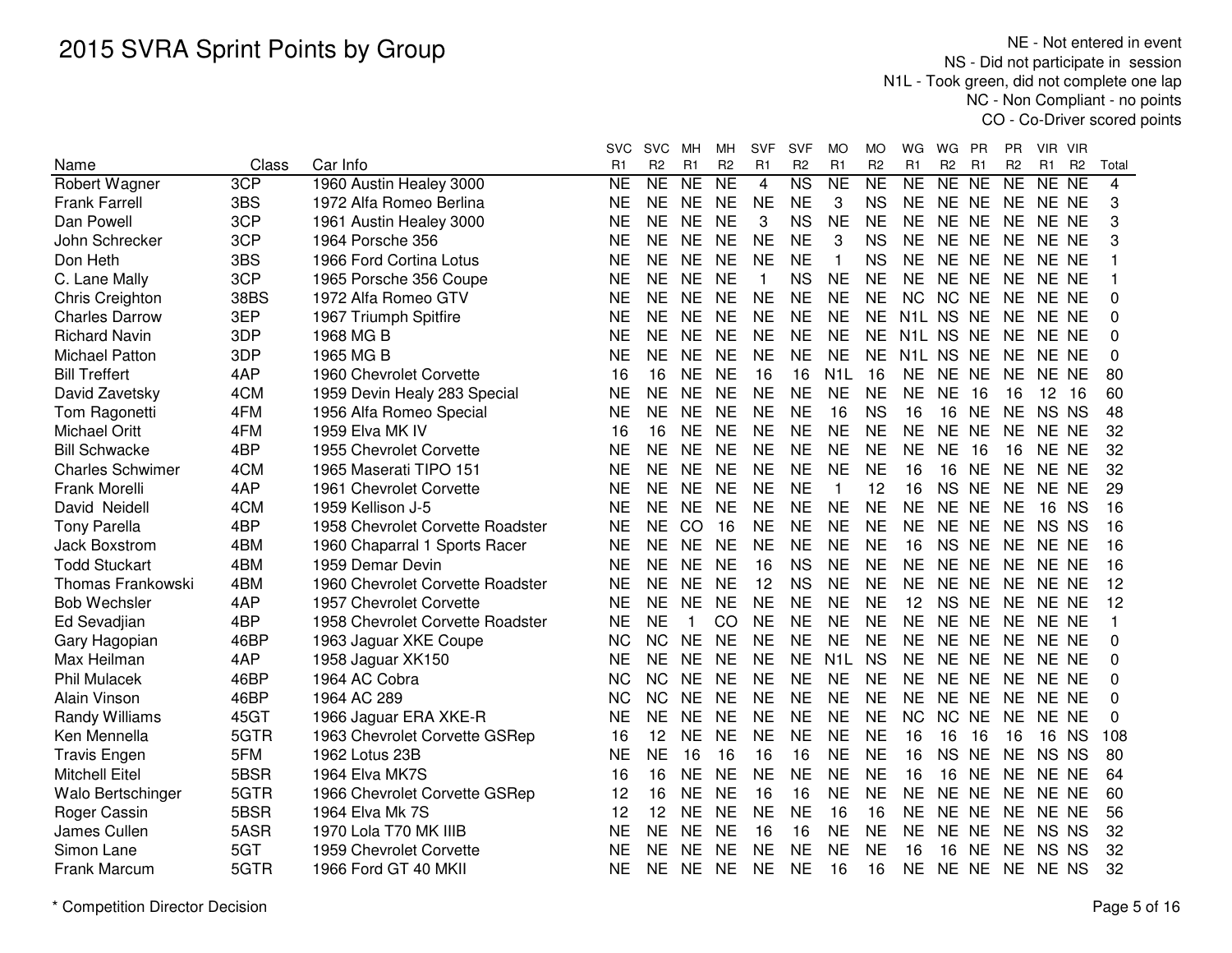# 2015 SVRA Sprint Points by Group

NE - Not entered in event
NS - Did not participate in session
N1L - Took green, did not complete one lap
NC - Non Compliant - no points
CO - Co-Driver scored points

| Name | Class | Car Info | SVC R1 | SVC R2 | MH R1 | MH R2 | SVF R1 | SVF R2 | MO R1 | MO R2 | WG R1 | WG R2 | PR R1 | PR R2 | VIR R1 | VIR R2 | Total |
|---|---|---|---|---|---|---|---|---|---|---|---|---|---|---|---|---|---|
| Robert Wagner | 3CP | 1960 Austin Healey 3000 | NE | NE | NE | NE | 4 | NS | NE | NE | NE | NE | NE | NE | NE | NE | 4 |
| Frank Farrell | 3BS | 1972 Alfa Romeo Berlina | NE | NE | NE | NE | NE | NE | 3 | NS | NE | NE | NE | NE | NE | NE | 3 |
| Dan Powell | 3CP | 1961 Austin Healey 3000 | NE | NE | NE | NE | 3 | NS | NE | NE | NE | NE | NE | NE | NE | NE | 3 |
| John Schrecker | 3CP | 1964 Porsche 356 | NE | NE | NE | NE | NE | NE | 3 | NS | NE | NE | NE | NE | NE | NE | 3 |
| Don Heth | 3BS | 1966 Ford Cortina Lotus | NE | NE | NE | NE | NE | NE | 1 | NS | NE | NE | NE | NE | NE | NE | 1 |
| C. Lane Mally | 3CP | 1965 Porsche 356 Coupe | NE | NE | NE | NE | 1 | NS | NE | NE | NE | NE | NE | NE | NE | NE | 1 |
| Chris Creighton | 38BS | 1972 Alfa Romeo GTV | NE | NE | NE | NE | NE | NE | NE | NE | NC | NC | NE | NE | NE | NE | 0 |
| Charles Darrow | 3EP | 1967 Triumph Spitfire | NE | NE | NE | NE | NE | NE | NE | NE | N1L | NS | NE | NE | NE | NE | 0 |
| Richard Navin | 3DP | 1968 MG B | NE | NE | NE | NE | NE | NE | NE | NE | N1L | NS | NE | NE | NE | NE | 0 |
| Michael Patton | 3DP | 1965 MG B | NE | NE | NE | NE | NE | NE | NE | NE | N1L | NS | NE | NE | NE | NE | 0 |
| Bill Treffert | 4AP | 1960 Chevrolet Corvette | 16 | 16 | NE | NE | 16 | 16 | N1L | 16 | NE | NE | NE | NE | NE | NE | 80 |
| David Zavetsky | 4CM | 1959 Devin Healy 283 Special | NE | NE | NE | NE | NE | NE | NE | NE | NE | NE | 16 | 16 | 12 | 16 | 60 |
| Tom Ragonetti | 4FM | 1956 Alfa Romeo Special | NE | NE | NE | NE | NE | NE | 16 | NS | 16 | 16 | NE | NE | NS | NS | 48 |
| Michael Oritt | 4FM | 1959 Elva MK IV | 16 | 16 | NE | NE | NE | NE | NE | NE | NE | NE | NE | NE | NE | NE | 32 |
| Bill Schwacke | 4BP | 1955 Chevrolet Corvette | NE | NE | NE | NE | NE | NE | NE | NE | NE | NE | 16 | 16 | NE | NE | 32 |
| Charles Schwimer | 4CM | 1965 Maserati TIPO 151 | NE | NE | NE | NE | NE | NE | NE | NE | 16 | 16 | NE | NE | NE | NE | 32 |
| Frank Morelli | 4AP | 1961 Chevrolet Corvette | NE | NE | NE | NE | NE | NE | 1 | 12 | 16 | NS | NE | NE | NE | NE | 29 |
| David Neidell | 4CM | 1959 Kellison J-5 | NE | NE | NE | NE | NE | NE | NE | NE | NE | NE | NE | NE | 16 | NS | 16 |
| Tony Parella | 4BP | 1958 Chevrolet Corvette Roadster | NE | NE | CO | 16 | NE | NE | NE | NE | NE | NE | NE | NE | NS | NS | 16 |
| Jack Boxstrom | 4BM | 1960 Chaparral 1 Sports Racer | NE | NE | NE | NE | NE | NE | NE | NE | 16 | NS | NE | NE | NE | NE | 16 |
| Todd Stuckart | 4BM | 1959 Demar Devin | NE | NE | NE | NE | 16 | NS | NE | NE | NE | NE | NE | NE | NE | NE | 16 |
| Thomas Frankowski | 4BM | 1960 Chevrolet Corvette Roadster | NE | NE | NE | NE | 12 | NS | NE | NE | NE | NE | NE | NE | NE | NE | 12 |
| Bob Wechsler | 4AP | 1957 Chevrolet Corvette | NE | NE | NE | NE | NE | NE | NE | NE | 12 | NS | NE | NE | NE | NE | 12 |
| Ed Sevadjian | 4BP | 1958 Chevrolet Corvette Roadster | NE | NE | 1 | CO | NE | NE | NE | NE | NE | NE | NE | NE | NE | NE | 1 |
| Gary Hagopian | 46BP | 1963 Jaguar XKE Coupe | NC | NC | NE | NE | NE | NE | NE | NE | NE | NE | NE | NE | NE | NE | 0 |
| Max Heilman | 4AP | 1958 Jaguar XK150 | NE | NE | NE | NE | NE | NE | N1L | NS | NE | NE | NE | NE | NE | NE | 0 |
| Phil Mulacek | 46BP | 1964 AC Cobra | NC | NC | NE | NE | NE | NE | NE | NE | NE | NE | NE | NE | NE | NE | 0 |
| Alain Vinson | 46BP | 1964 AC 289 | NC | NC | NE | NE | NE | NE | NE | NE | NE | NE | NE | NE | NE | NE | 0 |
| Randy Williams | 45GT | 1966 Jaguar ERA XKE-R | NE | NE | NE | NE | NE | NE | NE | NE | NC | NC | NE | NE | NE | NE | 0 |
| Ken Mennella | 5GTR | 1963 Chevrolet Corvette GSRep | 16 | 12 | NE | NE | NE | NE | NE | NE | 16 | 16 | 16 | 16 | 16 | NS | 108 |
| Travis Engen | 5FM | 1962 Lotus 23B | NE | NE | 16 | 16 | 16 | 16 | NE | NE | 16 | NS | NE | NE | NS | NS | 80 |
| Mitchell Eitel | 5BSR | 1964 Elva MK7S | 16 | 16 | NE | NE | NE | NE | NE | NE | 16 | 16 | NE | NE | NE | NE | 64 |
| Walo Bertschinger | 5GTR | 1966 Chevrolet Corvette GSRep | 12 | 16 | NE | NE | 16 | 16 | NE | NE | NE | NE | NE | NE | NE | NE | 60 |
| Roger Cassin | 5BSR | 1964 Elva Mk 7S | 12 | 12 | NE | NE | NE | NE | 16 | 16 | NE | NE | NE | NE | NE | NE | 56 |
| James Cullen | 5ASR | 1970 Lola T70 MK IIIB | NE | NE | NE | NE | 16 | 16 | NE | NE | NE | NE | NE | NE | NS | NS | 32 |
| Simon Lane | 5GT | 1959 Chevrolet Corvette | NE | NE | NE | NE | NE | NE | NE | NE | 16 | 16 | NE | NE | NS | NS | 32 |
| Frank Marcum | 5GTR | 1966 Ford GT 40 MKII | NE | NE | NE | NE | NE | NE | 16 | 16 | NE | NE | NE | NE | NE | NS | 32 |

* Competition Director Decision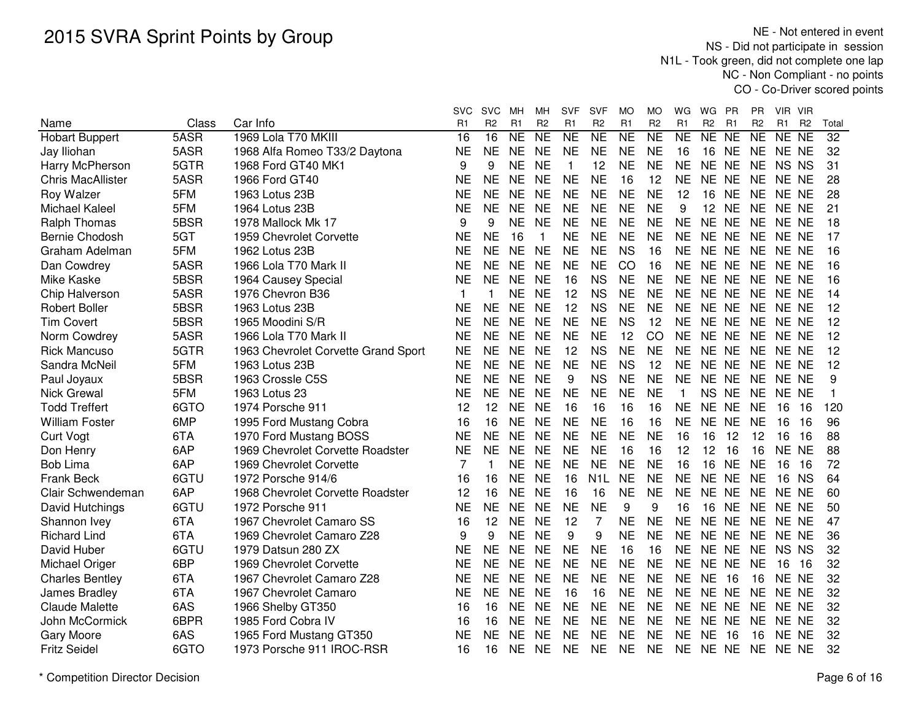# 2015 SVRA Sprint Points by Group

NE - Not entered in event
NS - Did not participate in session
N1L - Took green, did not complete one lap
NC - Non Compliant - no points
CO - Co-Driver scored points

| Name | Class | Car Info | SVC R1 | SVC R2 | MH R1 | MH R2 | SVF R1 | SVF R2 | MO R1 | MO R2 | WG R1 | WG R2 | PR R1 | PR R2 | VIR R1 | VIR R2 | Total |
|---|---|---|---|---|---|---|---|---|---|---|---|---|---|---|---|---|---|
| Hobart Buppert | 5ASR | 1969 Lola T70 MKIII | 16 | 16 | NE | NE | NE | NE | NE | NE | NE | NE | NE | NE | NE | NE | 32 |
| Jay Iliohan | 5ASR | 1968 Alfa Romeo T33/2 Daytona | NE | NE | NE | NE | NE | NE | NE | NE | 16 | 16 | NE | NE | NE | NE | 32 |
| Harry McPherson | 5GTR | 1968 Ford GT40 MK1 | 9 | 9 | NE | NE | 1 | 12 | NE | NE | NE | NE | NE | NE | NS | NS | 31 |
| Chris MacAllister | 5ASR | 1966 Ford GT40 | NE | NE | NE | NE | NE | NE | 16 | 12 | NE | NE | NE | NE | NE | NE | 28 |
| Roy Walzer | 5FM | 1963 Lotus 23B | NE | NE | NE | NE | NE | NE | NE | NE | 12 | 16 | NE | NE | NE | NE | 28 |
| Michael Kaleel | 5FM | 1964 Lotus 23B | NE | NE | NE | NE | NE | NE | NE | NE | 9 | 12 | NE | NE | NE | NE | 21 |
| Ralph Thomas | 5BSR | 1978 Mallock Mk 17 | 9 | 9 | NE | NE | NE | NE | NE | NE | NE | NE | NE | NE | NE | NE | 18 |
| Bernie Chodosh | 5GT | 1959 Chevrolet Corvette | NE | NE | 16 | 1 | NE | NE | NE | NE | NE | NE | NE | NE | NE | NE | 17 |
| Graham Adelman | 5FM | 1962 Lotus 23B | NE | NE | NE | NE | NE | NE | NS | 16 | NE | NE | NE | NE | NE | NE | 16 |
| Dan Cowdrey | 5ASR | 1966 Lola T70 Mark II | NE | NE | NE | NE | NE | NE | CO | 16 | NE | NE | NE | NE | NE | NE | 16 |
| Mike Kaske | 5BSR | 1964 Causey Special | NE | NE | NE | NE | 16 | NS | NE | NE | NE | NE | NE | NE | NE | NE | 16 |
| Chip Halverson | 5ASR | 1976 Chevron B36 | 1 | 1 | NE | NE | 12 | NS | NE | NE | NE | NE | NE | NE | NE | NE | 14 |
| Robert Boller | 5BSR | 1963 Lotus 23B | NE | NE | NE | NE | 12 | NS | NE | NE | NE | NE | NE | NE | NE | NE | 12 |
| Tim Covert | 5BSR | 1965 Moodini S/R | NE | NE | NE | NE | NE | NE | NS | 12 | NE | NE | NE | NE | NE | NE | 12 |
| Norm Cowdrey | 5ASR | 1966 Lola T70 Mark II | NE | NE | NE | NE | NE | NE | 12 | CO | NE | NE | NE | NE | NE | NE | 12 |
| Rick Mancuso | 5GTR | 1963 Chevrolet Corvette Grand Sport | NE | NE | NE | NE | 12 | NS | NE | NE | NE | NE | NE | NE | NE | NE | 12 |
| Sandra McNeil | 5FM | 1963 Lotus 23B | NE | NE | NE | NE | NE | NE | NS | 12 | NE | NE | NE | NE | NE | NE | 12 |
| Paul Joyaux | 5BSR | 1963 Crossle C5S | NE | NE | NE | NE | 9 | NS | NE | NE | NE | NE | NE | NE | NE | NE | 9 |
| Nick Grewal | 5FM | 1963 Lotus 23 | NE | NE | NE | NE | NE | NE | NE | NE | 1 | NS | NE | NE | NE | NE | 1 |
| Todd Treffert | 6GTO | 1974 Porsche 911 | 12 | 12 | NE | NE | 16 | 16 | 16 | 16 | NE | NE | NE | NE | 16 | 16 | 120 |
| William Foster | 6MP | 1995 Ford Mustang Cobra | 16 | 16 | NE | NE | NE | NE | 16 | 16 | NE | NE | NE | NE | 16 | 16 | 96 |
| Curt Vogt | 6TA | 1970 Ford Mustang BOSS | NE | NE | NE | NE | NE | NE | NE | NE | 16 | 16 | 12 | 12 | 16 | 16 | 88 |
| Don Henry | 6AP | 1969 Chevrolet Corvette Roadster | NE | NE | NE | NE | NE | NE | 16 | 16 | 12 | 12 | 16 | 16 | NE | NE | 88 |
| Bob Lima | 6AP | 1969 Chevrolet Corvette | 7 | 1 | NE | NE | NE | NE | NE | NE | 16 | 16 | NE | NE | 16 | 16 | 72 |
| Frank Beck | 6GTU | 1972 Porsche 914/6 | 16 | 16 | NE | NE | 16 | N1L | NE | NE | NE | NE | NE | NE | 16 | NS | 64 |
| Clair Schwendeman | 6AP | 1968 Chevrolet Corvette Roadster | 12 | 16 | NE | NE | 16 | 16 | NE | NE | NE | NE | NE | NE | NE | NE | 60 |
| David Hutchings | 6GTU | 1972 Porsche 911 | NE | NE | NE | NE | NE | NE | 9 | 9 | 16 | 16 | NE | NE | NE | NE | 50 |
| Shannon Ivey | 6TA | 1967 Chevrolet Camaro SS | 16 | 12 | NE | NE | 12 | 7 | NE | NE | NE | NE | NE | NE | NE | NE | 47 |
| Richard Lind | 6TA | 1969 Chevrolet Camaro Z28 | 9 | 9 | NE | NE | 9 | 9 | NE | NE | NE | NE | NE | NE | NE | NE | 36 |
| David Huber | 6GTU | 1979 Datsun 280 ZX | NE | NE | NE | NE | NE | NE | 16 | 16 | NE | NE | NE | NE | NS | NS | 32 |
| Michael Origer | 6BP | 1969 Chevrolet Corvette | NE | NE | NE | NE | NE | NE | NE | NE | NE | NE | NE | NE | 16 | 16 | 32 |
| Charles Bentley | 6TA | 1967 Chevrolet Camaro Z28 | NE | NE | NE | NE | NE | NE | NE | NE | NE | NE | 16 | 16 | NE | NE | 32 |
| James Bradley | 6TA | 1967 Chevrolet Camaro | NE | NE | NE | NE | 16 | 16 | NE | NE | NE | NE | NE | NE | NE | NE | 32 |
| Claude Malette | 6AS | 1966 Shelby GT350 | 16 | 16 | NE | NE | NE | NE | NE | NE | NE | NE | NE | NE | NE | NE | 32 |
| John McCormick | 6BPR | 1985 Ford Cobra IV | 16 | 16 | NE | NE | NE | NE | NE | NE | NE | NE | NE | NE | NE | NE | 32 |
| Gary Moore | 6AS | 1965 Ford Mustang GT350 | NE | NE | NE | NE | NE | NE | NE | NE | NE | NE | 16 | 16 | NE | NE | 32 |
| Fritz Seidel | 6GTO | 1973 Porsche 911 IROC-RSR | 16 | 16 | NE | NE | NE | NE | NE | NE | NE | NE | NE | NE | NE | NE | 32 |

* Competition Director Decision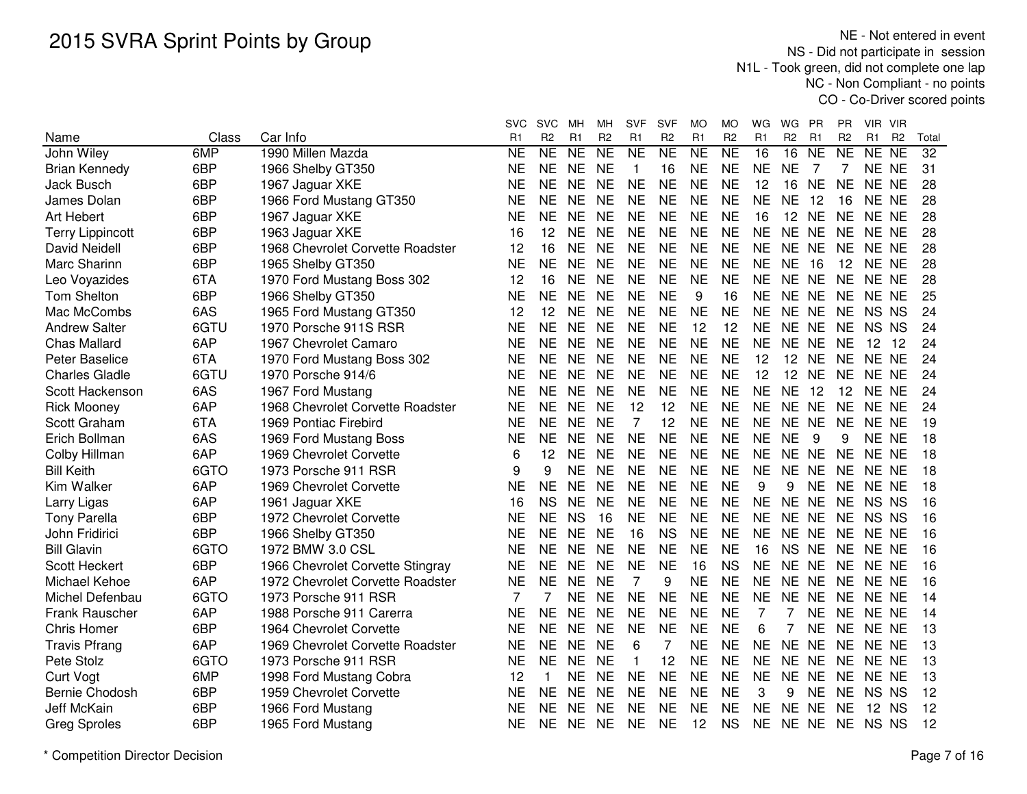# 2015 SVRA Sprint Points by Group

NE - Not entered in event
NS - Did not participate in session
N1L - Took green, did not complete one lap
NC - Non Compliant - no points
CO - Co-Driver scored points

| Name | Class | Car Info | SVC R1 | SVC R2 | MH R1 | MH R2 | SVF R1 | SVF R2 | MO R1 | MO R2 | WG R1 | WG R2 | PR R1 | PR R2 | VIR R1 | VIR R2 | Total |
|---|---|---|---|---|---|---|---|---|---|---|---|---|---|---|---|---|---|
| John Wiley | 6MP | 1990 Millen Mazda | NE | NE | NE | NE | NE | NE | NE | NE | 16 | 16 | NE | NE | NE | NE | 32 |
| Brian Kennedy | 6BP | 1966 Shelby GT350 | NE | NE | NE | NE | 1 | 16 | NE | NE | NE | NE | 7 | 7 | NE | NE | 31 |
| Jack Busch | 6BP | 1967 Jaguar XKE | NE | NE | NE | NE | NE | NE | NE | NE | 12 | 16 | NE | NE | NE | NE | 28 |
| James Dolan | 6BP | 1966 Ford Mustang GT350 | NE | NE | NE | NE | NE | NE | NE | NE | NE | NE | 12 | 16 | NE | NE | 28 |
| Art Hebert | 6BP | 1967 Jaguar XKE | NE | NE | NE | NE | NE | NE | NE | NE | 16 | 12 | NE | NE | NE | NE | 28 |
| Terry Lippincott | 6BP | 1963 Jaguar XKE | 16 | 12 | NE | NE | NE | NE | NE | NE | NE | NE | NE | NE | NE | NE | 28 |
| David Neidell | 6BP | 1968 Chevrolet Corvette Roadster | 12 | 16 | NE | NE | NE | NE | NE | NE | NE | NE | NE | NE | NE | NE | 28 |
| Marc Sharinn | 6BP | 1965 Shelby GT350 | NE | NE | NE | NE | NE | NE | NE | NE | NE | NE | 16 | 12 | NE | NE | 28 |
| Leo Voyazides | 6TA | 1970 Ford Mustang Boss 302 | 12 | 16 | NE | NE | NE | NE | NE | NE | NE | NE | NE | NE | NE | NE | 28 |
| Tom Shelton | 6BP | 1966 Shelby GT350 | NE | NE | NE | NE | NE | NE | 9 | 16 | NE | NE | NE | NE | NE | NE | 25 |
| Mac McCombs | 6AS | 1965 Ford Mustang GT350 | 12 | 12 | NE | NE | NE | NE | NE | NE | NE | NE | NE | NE | NS | NS | 24 |
| Andrew Salter | 6GTU | 1970 Porsche 911S RSR | NE | NE | NE | NE | NE | NE | 12 | 12 | NE | NE | NE | NE | NS | NS | 24 |
| Chas Mallard | 6AP | 1967 Chevrolet Camaro | NE | NE | NE | NE | NE | NE | NE | NE | NE | NE | NE | NE | 12 | 12 | 24 |
| Peter Baselice | 6TA | 1970 Ford Mustang Boss 302 | NE | NE | NE | NE | NE | NE | NE | NE | 12 | 12 | NE | NE | NE | NE | 24 |
| Charles Gladle | 6GTU | 1970 Porsche 914/6 | NE | NE | NE | NE | NE | NE | NE | NE | 12 | 12 | NE | NE | NE | NE | 24 |
| Scott Hackenson | 6AS | 1967 Ford Mustang | NE | NE | NE | NE | NE | NE | NE | NE | NE | NE | 12 | 12 | NE | NE | 24 |
| Rick Mooney | 6AP | 1968 Chevrolet Corvette Roadster | NE | NE | NE | NE | 12 | 12 | NE | NE | NE | NE | NE | NE | NE | NE | 24 |
| Scott Graham | 6TA | 1969 Pontiac Firebird | NE | NE | NE | NE | 7 | 12 | NE | NE | NE | NE | NE | NE | NE | NE | 19 |
| Erich Bollman | 6AS | 1969 Ford Mustang Boss | NE | NE | NE | NE | NE | NE | NE | NE | NE | NE | 9 | 9 | NE | NE | 18 |
| Colby Hillman | 6AP | 1969 Chevrolet Corvette | 6 | 12 | NE | NE | NE | NE | NE | NE | NE | NE | NE | NE | NE | NE | 18 |
| Bill Keith | 6GTO | 1973 Porsche 911 RSR | 9 | 9 | NE | NE | NE | NE | NE | NE | NE | NE | NE | NE | NE | NE | 18 |
| Kim Walker | 6AP | 1969 Chevrolet Corvette | NE | NE | NE | NE | NE | NE | NE | NE | 9 | 9 | NE | NE | NE | NE | 18 |
| Larry Ligas | 6AP | 1961 Jaguar XKE | 16 | NS | NE | NE | NE | NE | NE | NE | NE | NE | NE | NE | NS | NS | 16 |
| Tony Parella | 6BP | 1972 Chevrolet Corvette | NE | NE | NS | 16 | NE | NE | NE | NE | NE | NE | NE | NE | NS | NS | 16 |
| John Fridirici | 6BP | 1966 Shelby GT350 | NE | NE | NE | NE | 16 | NS | NE | NE | NE | NE | NE | NE | NE | NE | 16 |
| Bill Glavin | 6GTO | 1972 BMW 3.0 CSL | NE | NE | NE | NE | NE | NE | NE | NE | 16 | NS | NE | NE | NE | NE | 16 |
| Scott Heckert | 6BP | 1966 Chevrolet Corvette Stingray | NE | NE | NE | NE | NE | NE | 16 | NS | NE | NE | NE | NE | NE | NE | 16 |
| Michael Kehoe | 6AP | 1972 Chevrolet Corvette Roadster | NE | NE | NE | NE | 7 | 9 | NE | NE | NE | NE | NE | NE | NE | NE | 16 |
| Michel Defenbau | 6GTO | 1973 Porsche 911 RSR | 7 | 7 | NE | NE | NE | NE | NE | NE | NE | NE | NE | NE | NE | NE | 14 |
| Frank Rauscher | 6AP | 1988 Porsche 911 Carerra | NE | NE | NE | NE | NE | NE | NE | NE | 7 | 7 | NE | NE | NE | NE | 14 |
| Chris Homer | 6BP | 1964 Chevrolet Corvette | NE | NE | NE | NE | NE | NE | NE | NE | 6 | 7 | NE | NE | NE | NE | 13 |
| Travis Pfrang | 6AP | 1969 Chevrolet Corvette Roadster | NE | NE | NE | NE | 6 | 7 | NE | NE | NE | NE | NE | NE | NE | NE | 13 |
| Pete Stolz | 6GTO | 1973 Porsche 911 RSR | NE | NE | NE | NE | 1 | 12 | NE | NE | NE | NE | NE | NE | NE | NE | 13 |
| Curt Vogt | 6MP | 1998 Ford Mustang Cobra | 12 | 1 | NE | NE | NE | NE | NE | NE | NE | NE | NE | NE | NE | NE | 13 |
| Bernie Chodosh | 6BP | 1959 Chevrolet Corvette | NE | NE | NE | NE | NE | NE | NE | NE | 3 | 9 | NE | NE | NS | NS | 12 |
| Jeff McKain | 6BP | 1966 Ford Mustang | NE | NE | NE | NE | NE | NE | NE | NE | NE | NE | NE | NE | 12 | NS | 12 |
| Greg Sproles | 6BP | 1965 Ford Mustang | NE | NE | NE | NE | NE | NE | 12 | NS | NE | NE | NE | NE | NS | NS | 12 |

* Competition Director Decision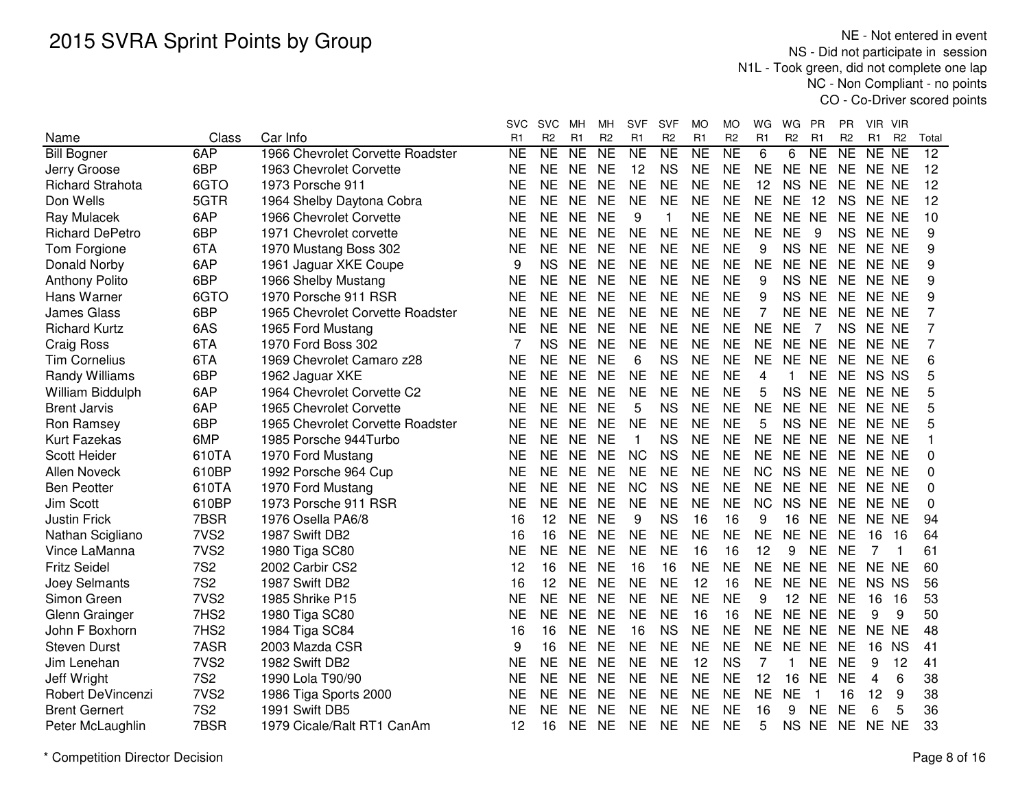# 2015 SVRA Sprint Points by Group

NE - Not entered in event
NS - Did not participate in session
N1L - Took green, did not complete one lap
NC - Non Compliant - no points
CO - Co-Driver scored points

| Name | Class | Car Info | SVC R1 | SVC R2 | MH R1 | MH R2 | SVF R1 | SVF R2 | MO R1 | MO R2 | WG R1 | WG R2 | PR R1 | PR R2 | VIR R1 | VIR R2 | Total |
|---|---|---|---|---|---|---|---|---|---|---|---|---|---|---|---|---|---|
| Bill Bogner | 6AP | 1966 Chevrolet Corvette Roadster | NE | NE | NE | NE | NE | NE | NE | NE | 6 | 6 | NE | NE | NE | NE | 12 |
| Jerry Groose | 6BP | 1963 Chevrolet Corvette | NE | NE | NE | NE | 12 | NS | NE | NE | NE | NE | NE | NE | NE | NE | 12 |
| Richard Strahota | 6GTO | 1973 Porsche 911 | NE | NE | NE | NE | NE | NE | NE | NE | 12 | NS | NE | NE | NE | NE | 12 |
| Don Wells | 5GTR | 1964 Shelby Daytona Cobra | NE | NE | NE | NE | NE | NE | NE | NE | NE | NE | 12 | NS | NE | NE | 12 |
| Ray Mulacek | 6AP | 1966 Chevrolet Corvette | NE | NE | NE | NE | 9 | 1 | NE | NE | NE | NE | NE | NE | NE | NE | 10 |
| Richard DePetro | 6BP | 1971 Chevrolet corvette | NE | NE | NE | NE | NE | NE | NE | NE | NE | NE | 9 | NS | NE | NE | 9 |
| Tom Forgione | 6TA | 1970 Mustang Boss 302 | NE | NE | NE | NE | NE | NE | NE | NE | 9 | NS | NE | NE | NE | NE | 9 |
| Donald Norby | 6AP | 1961 Jaguar XKE Coupe | 9 | NS | NE | NE | NE | NE | NE | NE | NE | NE | NE | NE | NE | NE | 9 |
| Anthony Polito | 6BP | 1966 Shelby Mustang | NE | NE | NE | NE | NE | NE | NE | NE | 9 | NS | NE | NE | NE | NE | 9 |
| Hans Warner | 6GTO | 1970 Porsche 911 RSR | NE | NE | NE | NE | NE | NE | NE | NE | 9 | NS | NE | NE | NE | NE | 9 |
| James Glass | 6BP | 1965 Chevrolet Corvette Roadster | NE | NE | NE | NE | NE | NE | NE | NE | 7 | NE | NE | NE | NE | NE | 7 |
| Richard Kurtz | 6AS | 1965 Ford Mustang | NE | NE | NE | NE | NE | NE | NE | NE | NE | NE | 7 | NS | NE | NE | 7 |
| Craig Ross | 6TA | 1970 Ford Boss 302 | 7 | NS | NE | NE | NE | NE | NE | NE | NE | NE | NE | NE | NE | NE | 7 |
| Tim Cornelius | 6TA | 1969 Chevrolet Camaro z28 | NE | NE | NE | NE | 6 | NS | NE | NE | NE | NE | NE | NE | NE | NE | 6 |
| Randy Williams | 6BP | 1962 Jaguar XKE | NE | NE | NE | NE | NE | NE | NE | NE | 4 | 1 | NE | NE | NS | NS | 5 |
| William Biddulph | 6AP | 1964 Chevrolet Corvette C2 | NE | NE | NE | NE | NE | NE | NE | NE | 5 | NS | NE | NE | NE | NE | 5 |
| Brent Jarvis | 6AP | 1965 Chevrolet Corvette | NE | NE | NE | NE | 5 | NS | NE | NE | NE | NE | NE | NE | NE | NE | 5 |
| Ron Ramsey | 6BP | 1965 Chevrolet Corvette Roadster | NE | NE | NE | NE | NE | NE | NE | NE | 5 | NS | NE | NE | NE | NE | 5 |
| Kurt Fazekas | 6MP | 1985 Porsche 944Turbo | NE | NE | NE | NE | 1 | NS | NE | NE | NE | NE | NE | NE | NE | NE | 1 |
| Scott Heider | 610TA | 1970 Ford Mustang | NE | NE | NE | NE | NC | NS | NE | NE | NE | NE | NE | NE | NE | NE | 0 |
| Allen Noveck | 610BP | 1992 Porsche 964 Cup | NE | NE | NE | NE | NE | NE | NE | NE | NC | NS | NE | NE | NE | NE | 0 |
| Ben Peotter | 610TA | 1970 Ford Mustang | NE | NE | NE | NE | NC | NS | NE | NE | NE | NE | NE | NE | NE | NE | 0 |
| Jim Scott | 610BP | 1973 Porsche 911 RSR | NE | NE | NE | NE | NE | NE | NE | NE | NC | NS | NE | NE | NE | NE | 0 |
| Justin Frick | 7BSR | 1976 Osella PA6/8 | 16 | 12 | NE | NE | 9 | NS | 16 | 16 | 9 | 16 | NE | NE | NE | NE | 94 |
| Nathan Scigliano | 7VS2 | 1987 Swift DB2 | 16 | 16 | NE | NE | NE | NE | NE | NE | NE | NE | NE | NE | 16 | 16 | 64 |
| Vince LaManna | 7VS2 | 1980 Tiga SC80 | NE | NE | NE | NE | NE | NE | 16 | 16 | 12 | 9 | NE | NE | 7 | 1 | 61 |
| Fritz Seidel | 7S2 | 2002 Carbir CS2 | 12 | 16 | NE | NE | 16 | 16 | NE | NE | NE | NE | NE | NE | NE | NE | 60 |
| Joey Selmants | 7S2 | 1987 Swift DB2 | 16 | 12 | NE | NE | NE | NE | 12 | 16 | NE | NE | NE | NE | NS | NS | 56 |
| Simon Green | 7VS2 | 1985 Shrike P15 | NE | NE | NE | NE | NE | NE | NE | NE | 9 | 12 | NE | NE | 16 | 16 | 53 |
| Glenn Grainger | 7HS2 | 1980 Tiga SC80 | NE | NE | NE | NE | NE | NE | 16 | 16 | NE | NE | NE | NE | 9 | 9 | 50 |
| John F Boxhorn | 7HS2 | 1984 Tiga SC84 | 16 | 16 | NE | NE | 16 | NS | NE | NE | NE | NE | NE | NE | NE | NE | 48 |
| Steven Durst | 7ASR | 2003 Mazda CSR | 9 | 16 | NE | NE | NE | NE | NE | NE | NE | NE | NE | NE | 16 | NS | 41 |
| Jim Lenehan | 7VS2 | 1982 Swift DB2 | NE | NE | NE | NE | NE | NE | 12 | NS | 7 | 1 | NE | NE | 9 | 12 | 41 |
| Jeff Wright | 7S2 | 1990 Lola T90/90 | NE | NE | NE | NE | NE | NE | NE | NE | 12 | 16 | NE | NE | 4 | 6 | 38 |
| Robert DeVincenzi | 7VS2 | 1986 Tiga Sports 2000 | NE | NE | NE | NE | NE | NE | NE | NE | NE | NE | 1 | 16 | 12 | 9 | 38 |
| Brent Gernert | 7S2 | 1991 Swift DB5 | NE | NE | NE | NE | NE | NE | NE | NE | 16 | 9 | NE | NE | 6 | 5 | 36 |
| Peter McLaughlin | 7BSR | 1979 Cicale/Ralt RT1 CanAm | 12 | 16 | NE | NE | NE | NE | NE | NE | 5 | NS | NE | NE | NE | NE | 33 |

\* Competition Director Decision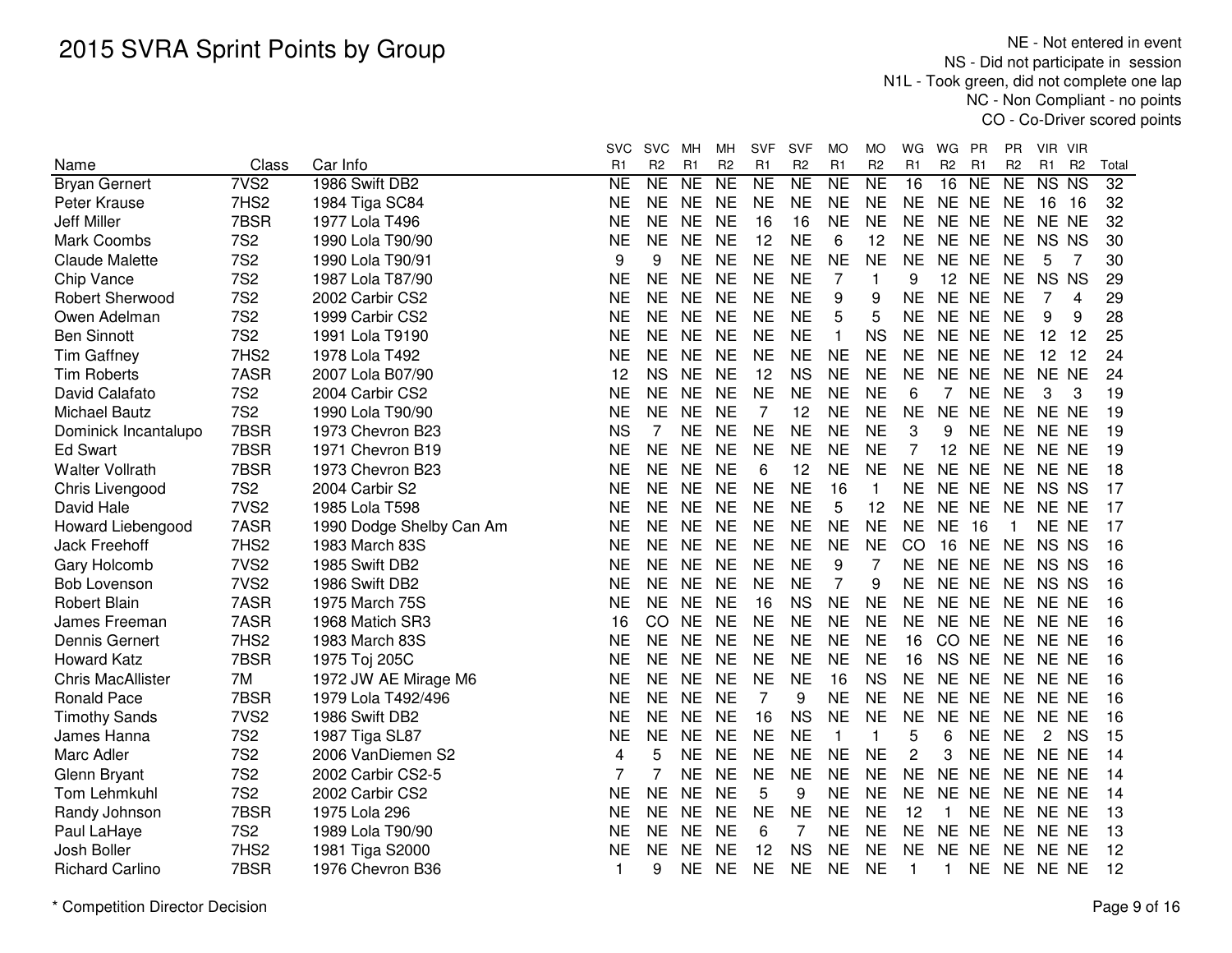# 2015 SVRA Sprint Points by Group

NE - Not entered in event
NS - Did not participate in session
N1L - Took green, did not complete one lap
NC - Non Compliant - no points
CO - Co-Driver scored points

| Name | Class | Car Info | SVC R1 | SVC R2 | MH R1 | MH R2 | SVF R1 | SVF R2 | MO R1 | MO R2 | WG R1 | WG R2 | PR R1 | PR R2 | VIR R1 | VIR R2 | Total |
|---|---|---|---|---|---|---|---|---|---|---|---|---|---|---|---|---|---|
| Bryan Gernert | 7VS2 | 1986 Swift DB2 | NE | NE | NE | NE | NE | NE | NE | NE | 16 | 16 | NE | NE | NS | NS | 32 |
| Peter Krause | 7HS2 | 1984 Tiga SC84 | NE | NE | NE | NE | NE | NE | NE | NE | NE | NE | NE | NE | 16 | 16 | 32 |
| Jeff Miller | 7BSR | 1977 Lola T496 | NE | NE | NE | NE | 16 | 16 | NE | NE | NE | NE | NE | NE | NE | NE | 32 |
| Mark Coombs | 7S2 | 1990 Lola T90/90 | NE | NE | NE | NE | 12 | NE | 6 | 12 | NE | NE | NE | NE | NS | NS | 30 |
| Claude Malette | 7S2 | 1990 Lola T90/91 | 9 | 9 | NE | NE | NE | NE | NE | NE | NE | NE | NE | NE | 5 | 7 | 30 |
| Chip Vance | 7S2 | 1987 Lola T87/90 | NE | NE | NE | NE | NE | NE | 7 | 1 | 9 | 12 | NE | NE | NS | NS | 29 |
| Robert Sherwood | 7S2 | 2002 Carbir CS2 | NE | NE | NE | NE | NE | NE | 9 | 9 | NE | NE | NE | NE | 7 | 4 | 29 |
| Owen Adelman | 7S2 | 1999 Carbir CS2 | NE | NE | NE | NE | NE | NE | 5 | 5 | NE | NE | NE | NE | 9 | 9 | 28 |
| Ben Sinnott | 7S2 | 1991 Lola T9190 | NE | NE | NE | NE | NE | NE | 1 | NS | NE | NE | NE | NE | 12 | 12 | 25 |
| Tim Gaffney | 7HS2 | 1978 Lola T492 | NE | NE | NE | NE | NE | NE | NE | NE | NE | NE | NE | NE | 12 | 12 | 24 |
| Tim Roberts | 7ASR | 2007 Lola B07/90 | 12 | NS | NE | NE | 12 | NS | NE | NE | NE | NE | NE | NE | NE | NE | 24 |
| David Calafato | 7S2 | 2004 Carbir CS2 | NE | NE | NE | NE | NE | NE | NE | NE | 6 | 7 | NE | NE | 3 | 3 | 19 |
| Michael Bautz | 7S2 | 1990 Lola T90/90 | NE | NE | NE | NE | 7 | 12 | NE | NE | NE | NE | NE | NE | NE | NE | 19 |
| Dominick Incantalupo | 7BSR | 1973 Chevron B23 | NS | 7 | NE | NE | NE | NE | NE | NE | 3 | 9 | NE | NE | NE | NE | 19 |
| Ed Swart | 7BSR | 1971 Chevron B19 | NE | NE | NE | NE | NE | NE | NE | NE | 7 | 12 | NE | NE | NE | NE | 19 |
| Walter Vollrath | 7BSR | 1973 Chevron B23 | NE | NE | NE | NE | 6 | 12 | NE | NE | NE | NE | NE | NE | NE | NE | 18 |
| Chris Livengood | 7S2 | 2004 Carbir S2 | NE | NE | NE | NE | NE | NE | 16 | 1 | NE | NE | NE | NE | NS | NS | 17 |
| David Hale | 7VS2 | 1985 Lola T598 | NE | NE | NE | NE | NE | NE | 5 | 12 | NE | NE | NE | NE | NE | NE | 17 |
| Howard Liebengood | 7ASR | 1990 Dodge Shelby Can Am | NE | NE | NE | NE | NE | NE | NE | NE | NE | NE | 16 | 1 | NE | NE | 17 |
| Jack Freehoff | 7HS2 | 1983 March 83S | NE | NE | NE | NE | NE | NE | NE | NE | CO | 16 | NE | NE | NS | NS | 16 |
| Gary Holcomb | 7VS2 | 1985 Swift DB2 | NE | NE | NE | NE | NE | NE | 9 | 7 | NE | NE | NE | NE | NS | NS | 16 |
| Bob Lovenson | 7VS2 | 1986 Swift DB2 | NE | NE | NE | NE | NE | NE | 7 | 9 | NE | NE | NE | NE | NS | NS | 16 |
| Robert Blain | 7ASR | 1975 March 75S | NE | NE | NE | NE | 16 | NS | NE | NE | NE | NE | NE | NE | NE | NE | 16 |
| James Freeman | 7ASR | 1968 Matich SR3 | 16 | CO | NE | NE | NE | NE | NE | NE | NE | NE | NE | NE | NE | NE | 16 |
| Dennis Gernert | 7HS2 | 1983 March 83S | NE | NE | NE | NE | NE | NE | NE | NE | 16 | CO | NE | NE | NE | NE | 16 |
| Howard Katz | 7BSR | 1975 Toj 205C | NE | NE | NE | NE | NE | NE | NE | NE | 16 | NS | NE | NE | NE | NE | 16 |
| Chris MacAllister | 7M | 1972 JW AE Mirage M6 | NE | NE | NE | NE | NE | NE | 16 | NS | NE | NE | NE | NE | NE | NE | 16 |
| Ronald Pace | 7BSR | 1979 Lola T492/496 | NE | NE | NE | NE | 7 | 9 | NE | NE | NE | NE | NE | NE | NE | NE | 16 |
| Timothy Sands | 7VS2 | 1986 Swift DB2 | NE | NE | NE | NE | 16 | NS | NE | NE | NE | NE | NE | NE | NE | NE | 16 |
| James Hanna | 7S2 | 1987 Tiga SL87 | NE | NE | NE | NE | NE | NE | 1 | 1 | 5 | 6 | NE | NE | 2 | NS | 15 |
| Marc Adler | 7S2 | 2006 VanDiemen S2 | 4 | 5 | NE | NE | NE | NE | NE | NE | 2 | 3 | NE | NE | NE | NE | 14 |
| Glenn Bryant | 7S2 | 2002 Carbir CS2-5 | 7 | 7 | NE | NE | NE | NE | NE | NE | NE | NE | NE | NE | NE | NE | 14 |
| Tom Lehmkuhl | 7S2 | 2002 Carbir CS2 | NE | NE | NE | NE | 5 | 9 | NE | NE | NE | NE | NE | NE | NE | NE | 14 |
| Randy Johnson | 7BSR | 1975 Lola 296 | NE | NE | NE | NE | NE | NE | NE | NE | 12 | 1 | NE | NE | NE | NE | 13 |
| Paul LaHaye | 7S2 | 1989 Lola T90/90 | NE | NE | NE | NE | 6 | 7 | NE | NE | NE | NE | NE | NE | NE | NE | 13 |
| Josh Boller | 7HS2 | 1981 Tiga S2000 | NE | NE | NE | NE | 12 | NS | NE | NE | NE | NE | NE | NE | NE | NE | 12 |
| Richard Carlino | 7BSR | 1976 Chevron B36 | 1 | 9 | NE | NE | NE | NE | NE | NE | 1 | 1 | NE | NE | NE | NE | 12 |

\* Competition Director Decision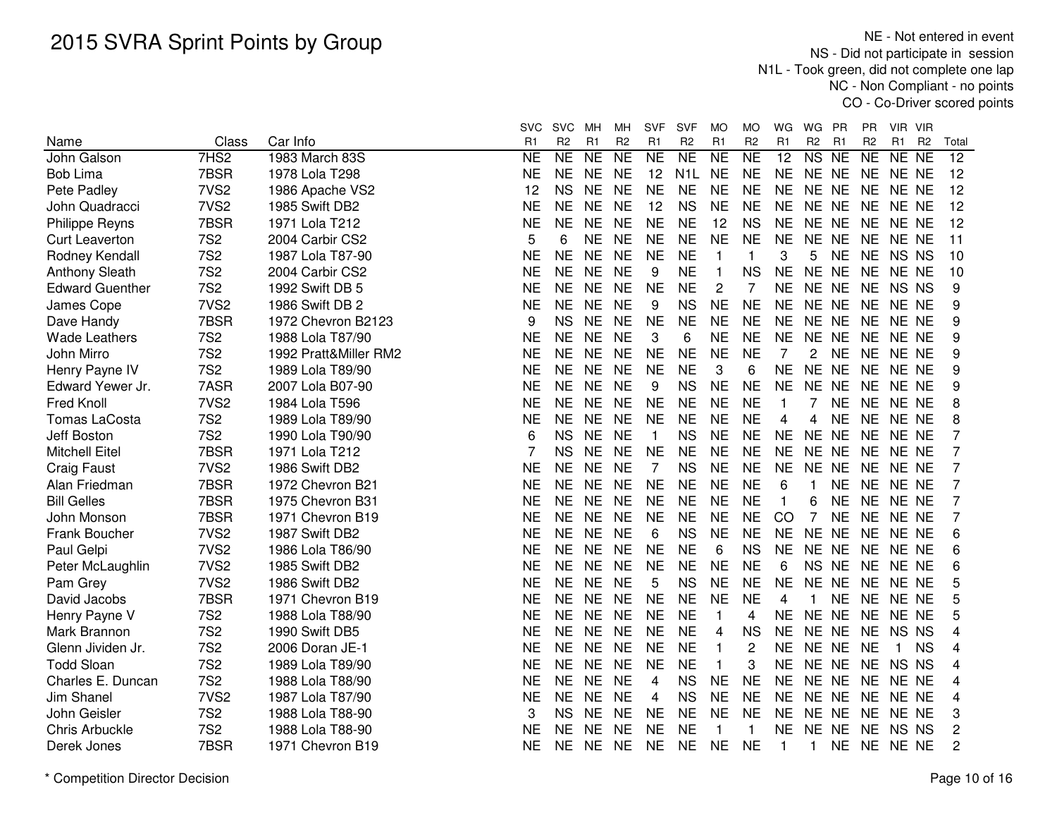# 2015 SVRA Sprint Points by Group

NE - Not entered in event
NS - Did not participate in session
N1L - Took green, did not complete one lap
NC - Non Compliant - no points
CO - Co-Driver scored points

| Name | Class | Car Info | SVC R1 | SVC R2 | MH R1 | MH R2 | SVF R1 | SVF R2 | MO R1 | MO R2 | WG R1 | WG R2 | PR R1 | PR R2 | VIR R1 | VIR R2 | Total |
|---|---|---|---|---|---|---|---|---|---|---|---|---|---|---|---|---|---|
| John Galson | 7HS2 | 1983 March 83S | NE | NE | NE | NE | NE | NE | NE | NE | 12 | NS | NE | NE | NE | NE | 12 |
| Bob Lima | 7BSR | 1978 Lola T298 | NE | NE | NE | NE | 12 | N1L | NE | NE | NE | NE | NE | NE | NE | NE | 12 |
| Pete Padley | 7VS2 | 1986 Apache VS2 | 12 | NS | NE | NE | NE | NE | NE | NE | NE | NE | NE | NE | NE | NE | 12 |
| John Quadracci | 7VS2 | 1985 Swift DB2 | NE | NE | NE | NE | 12 | NS | NE | NE | NE | NE | NE | NE | NE | NE | 12 |
| Philippe Reyns | 7BSR | 1971 Lola T212 | NE | NE | NE | NE | NE | NE | 12 | NS | NE | NE | NE | NE | NE | NE | 12 |
| Curt Leaverton | 7S2 | 2004 Carbir CS2 | 5 | 6 | NE | NE | NE | NE | NE | NE | NE | NE | NE | NE | NE | NE | 11 |
| Rodney Kendall | 7S2 | 1987 Lola T87-90 | NE | NE | NE | NE | NE | NE | 1 | 1 | 3 | 5 | NE | NE | NS | NS | 10 |
| Anthony Sleath | 7S2 | 2004 Carbir CS2 | NE | NE | NE | NE | 9 | NE | 1 | NS | NE | NE | NE | NE | NE | NE | 10 |
| Edward Guenther | 7S2 | 1992 Swift DB 5 | NE | NE | NE | NE | NE | NE | 2 | 7 | NE | NE | NE | NE | NS | NS | 9 |
| James Cope | 7VS2 | 1986 Swift DB 2 | NE | NE | NE | NE | 9 | NS | NE | NE | NE | NE | NE | NE | NE | NE | 9 |
| Dave Handy | 7BSR | 1972 Chevron B2123 | 9 | NS | NE | NE | NE | NE | NE | NE | NE | NE | NE | NE | NE | NE | 9 |
| Wade Leathers | 7S2 | 1988 Lola T87/90 | NE | NE | NE | NE | 3 | 6 | NE | NE | NE | NE | NE | NE | NE | NE | 9 |
| John Mirro | 7S2 | 1992 Pratt&Miller RM2 | NE | NE | NE | NE | NE | NE | NE | NE | 7 | 2 | NE | NE | NE | NE | 9 |
| Henry Payne IV | 7S2 | 1989 Lola T89/90 | NE | NE | NE | NE | NE | NE | 3 | 6 | NE | NE | NE | NE | NE | NE | 9 |
| Edward Yewer Jr. | 7ASR | 2007 Lola B07-90 | NE | NE | NE | NE | 9 | NS | NE | NE | NE | NE | NE | NE | NE | NE | 9 |
| Fred Knoll | 7VS2 | 1984 Lola T596 | NE | NE | NE | NE | NE | NE | NE | NE | 1 | 7 | NE | NE | NE | NE | 8 |
| Tomas LaCosta | 7S2 | 1989 Lola T89/90 | NE | NE | NE | NE | NE | NE | NE | NE | 4 | 4 | NE | NE | NE | NE | 8 |
| Jeff Boston | 7S2 | 1990 Lola T90/90 | 6 | NS | NE | NE | 1 | NS | NE | NE | NE | NE | NE | NE | NE | NE | 7 |
| Mitchell Eitel | 7BSR | 1971 Lola T212 | 7 | NS | NE | NE | NE | NE | NE | NE | NE | NE | NE | NE | NE | NE | 7 |
| Craig Faust | 7VS2 | 1986 Swift DB2 | NE | NE | NE | NE | 7 | NS | NE | NE | NE | NE | NE | NE | NE | NE | 7 |
| Alan Friedman | 7BSR | 1972 Chevron B21 | NE | NE | NE | NE | NE | NE | NE | NE | 6 | 1 | NE | NE | NE | NE | 7 |
| Bill Gelles | 7BSR | 1975 Chevron B31 | NE | NE | NE | NE | NE | NE | NE | NE | 1 | 6 | NE | NE | NE | NE | 7 |
| John Monson | 7BSR | 1971 Chevron B19 | NE | NE | NE | NE | NE | NE | NE | NE | CO | 7 | NE | NE | NE | NE | 7 |
| Frank Boucher | 7VS2 | 1987 Swift DB2 | NE | NE | NE | NE | 6 | NS | NE | NE | NE | NE | NE | NE | NE | NE | 6 |
| Paul Gelpi | 7VS2 | 1986 Lola T86/90 | NE | NE | NE | NE | NE | NE | 6 | NS | NE | NE | NE | NE | NE | NE | 6 |
| Peter McLaughlin | 7VS2 | 1985 Swift DB2 | NE | NE | NE | NE | NE | NE | NE | NE | 6 | NS | NE | NE | NE | NE | 6 |
| Pam Grey | 7VS2 | 1986 Swift DB2 | NE | NE | NE | NE | 5 | NS | NE | NE | NE | NE | NE | NE | NE | NE | 5 |
| David Jacobs | 7BSR | 1971 Chevron B19 | NE | NE | NE | NE | NE | NE | NE | NE | 4 | 1 | NE | NE | NE | NE | 5 |
| Henry Payne V | 7S2 | 1988 Lola T88/90 | NE | NE | NE | NE | NE | NE | 1 | 4 | NE | NE | NE | NE | NE | NE | 5 |
| Mark Brannon | 7S2 | 1990 Swift DB5 | NE | NE | NE | NE | NE | NE | 4 | NS | NE | NE | NE | NE | NS | NS | 4 |
| Glenn Jividen Jr. | 7S2 | 2006 Doran JE-1 | NE | NE | NE | NE | NE | NE | 1 | 2 | NE | NE | NE | NE | 1 | NS | 4 |
| Todd Sloan | 7S2 | 1989 Lola T89/90 | NE | NE | NE | NE | NE | NE | 1 | 3 | NE | NE | NE | NE | NS | NS | 4 |
| Charles E. Duncan | 7S2 | 1988 Lola T88/90 | NE | NE | NE | NE | 4 | NS | NE | NE | NE | NE | NE | NE | NE | NE | 4 |
| Jim Shanel | 7VS2 | 1987 Lola T87/90 | NE | NE | NE | NE | 4 | NS | NE | NE | NE | NE | NE | NE | NE | NE | 4 |
| John Geisler | 7S2 | 1988 Lola T88-90 | 3 | NS | NE | NE | NE | NE | NE | NE | NE | NE | NE | NE | NE | NE | 3 |
| Chris Arbuckle | 7S2 | 1988 Lola T88-90 | NE | NE | NE | NE | NE | NE | 1 | 1 | NE | NE | NE | NE | NS | NS | 2 |
| Derek Jones | 7BSR | 1971 Chevron B19 | NE | NE | NE | NE | NE | NE | NE | NE | 1 | 1 | NE | NE | NE | NE | 2 |

* Competition Director Decision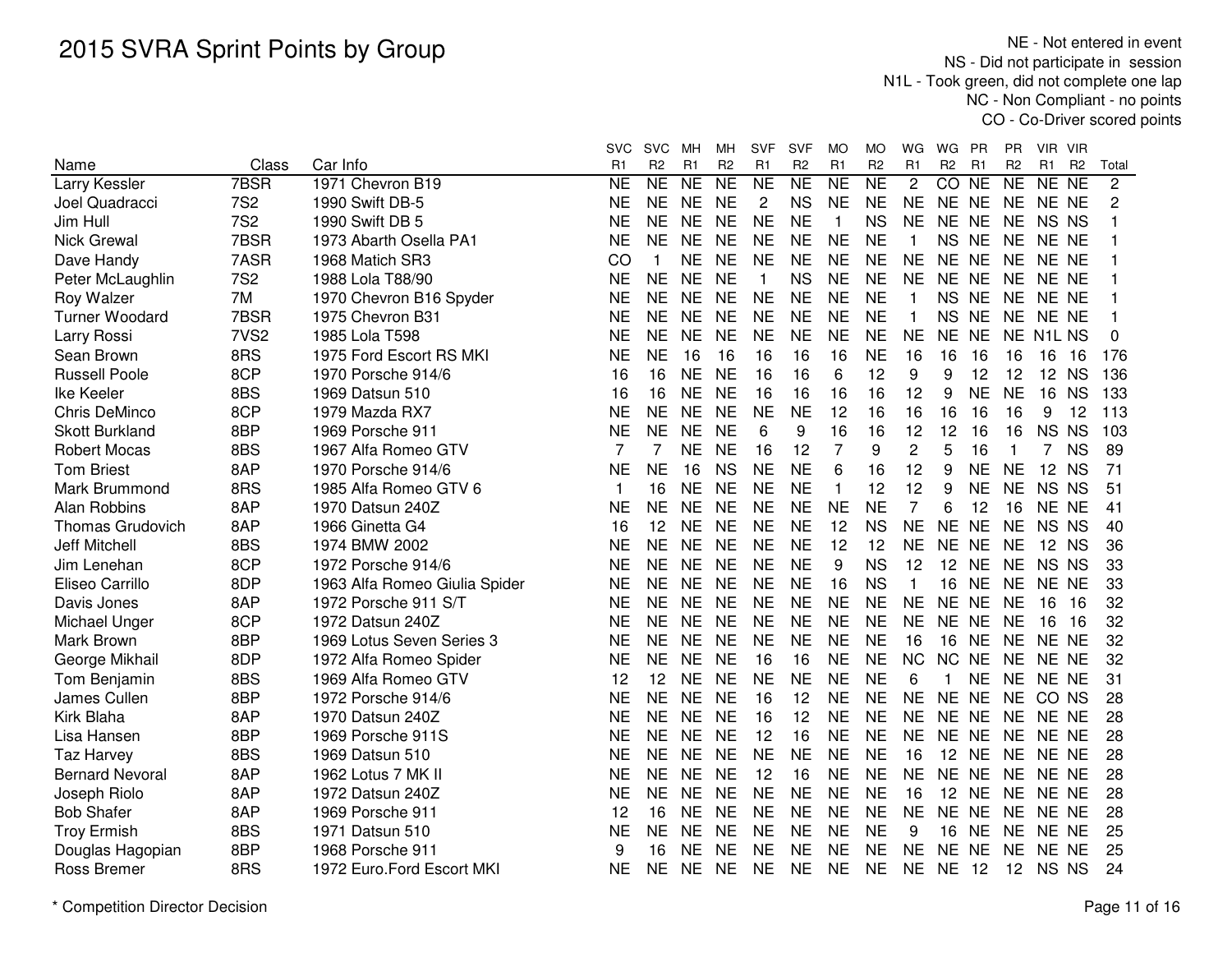# 2015 SVRA Sprint Points by Group

NE - Not entered in event
NS - Did not participate in session
N1L - Took green, did not complete one lap
NC - Non Compliant - no points
CO - Co-Driver scored points

| Name | Class | Car Info | SVC R1 | SVC R2 | MH R1 | MH R2 | SVF R1 | SVF R2 | MO R1 | MO R2 | WG R1 | WG R2 | PR R1 | PR R2 | VIR R1 | VIR R2 | Total |
|---|---|---|---|---|---|---|---|---|---|---|---|---|---|---|---|---|---|
| Larry Kessler | 7BSR | 1971 Chevron B19 | NE | NE | NE | NE | NE | NE | NE | NE | 2 | CO | NE | NE | NE | NE | 2 |
| Joel Quadracci | 7S2 | 1990 Swift DB-5 | NE | NE | NE | NE | 2 | NS | NE | NE | NE | NE | NE | NE | NE | NE | 2 |
| Jim Hull | 7S2 | 1990 Swift DB 5 | NE | NE | NE | NE | NE | NE | 1 | NS | NE | NE | NE | NE | NS | NS | 1 |
| Nick Grewal | 7BSR | 1973 Abarth Osella PA1 | NE | NE | NE | NE | NE | NE | NE | NE | 1 | NS | NE | NE | NE | NE | 1 |
| Dave Handy | 7ASR | 1968 Matich SR3 | CO | 1 | NE | NE | NE | NE | NE | NE | NE | NE | NE | NE | NE | NE | 1 |
| Peter McLaughlin | 7S2 | 1988 Lola T88/90 | NE | NE | NE | NE | 1 | NS | NE | NE | NE | NE | NE | NE | NE | NE | 1 |
| Roy Walzer | 7M | 1970 Chevron B16 Spyder | NE | NE | NE | NE | NE | NE | NE | NE | 1 | NS | NE | NE | NE | NE | 1 |
| Turner Woodard | 7BSR | 1975 Chevron B31 | NE | NE | NE | NE | NE | NE | NE | NE | 1 | NS | NE | NE | NE | NE | 1 |
| Larry Rossi | 7VS2 | 1985 Lola T598 | NE | NE | NE | NE | NE | NE | NE | NE | NE | NE | NE | NE | N1L | NS | 0 |
| Sean Brown | 8RS | 1975 Ford Escort RS MKI | NE | NE | 16 | 16 | 16 | 16 | 16 | NE | 16 | 16 | 16 | 16 | 16 | 16 | 176 |
| Russell Poole | 8CP | 1970 Porsche 914/6 | 16 | 16 | NE | NE | 16 | 16 | 6 | 12 | 9 | 9 | 12 | 12 | 12 | NS | 136 |
| Ike Keeler | 8BS | 1969 Datsun 510 | 16 | 16 | NE | NE | 16 | 16 | 16 | 16 | 12 | 9 | NE | NE | 16 | NS | 133 |
| Chris DeMinco | 8CP | 1979 Mazda RX7 | NE | NE | NE | NE | NE | NE | 12 | 16 | 16 | 16 | 16 | 16 | 9 | 12 | 113 |
| Skott Burkland | 8BP | 1969 Porsche 911 | NE | NE | NE | NE | 6 | 9 | 16 | 16 | 12 | 12 | 16 | 16 | NS | NS | 103 |
| Robert Mocas | 8BS | 1967 Alfa Romeo GTV | 7 | 7 | NE | NE | 16 | 12 | 7 | 9 | 2 | 5 | 16 | 1 | 7 | NS | 89 |
| Tom Briest | 8AP | 1970 Porsche 914/6 | NE | NE | 16 | NS | NE | NE | 6 | 16 | 12 | 9 | NE | NE | 12 | NS | 71 |
| Mark Brummond | 8RS | 1985 Alfa Romeo GTV 6 | 1 | 16 | NE | NE | NE | NE | 1 | 12 | 12 | 9 | NE | NE | NS | NS | 51 |
| Alan Robbins | 8AP | 1970 Datsun 240Z | NE | NE | NE | NE | NE | NE | NE | NE | 7 | 6 | 12 | 16 | NE | NE | 41 |
| Thomas Grudovich | 8AP | 1966 Ginetta G4 | 16 | 12 | NE | NE | NE | NE | 12 | NS | NE | NE | NE | NE | NS | NS | 40 |
| Jeff Mitchell | 8BS | 1974 BMW 2002 | NE | NE | NE | NE | NE | NE | 12 | 12 | NE | NE | NE | NE | 12 | NS | 36 |
| Jim Lenehan | 8CP | 1972 Porsche 914/6 | NE | NE | NE | NE | NE | NE | 9 | NS | 12 | 12 | NE | NE | NS | NS | 33 |
| Eliseo Carrillo | 8DP | 1963 Alfa Romeo Giulia Spider | NE | NE | NE | NE | NE | NE | 16 | NS | 1 | 16 | NE | NE | NE | NE | 33 |
| Davis Jones | 8AP | 1972 Porsche 911 S/T | NE | NE | NE | NE | NE | NE | NE | NE | NE | NE | NE | NE | 16 | 16 | 32 |
| Michael Unger | 8CP | 1972 Datsun 240Z | NE | NE | NE | NE | NE | NE | NE | NE | NE | NE | NE | NE | 16 | 16 | 32 |
| Mark Brown | 8BP | 1969 Lotus Seven Series 3 | NE | NE | NE | NE | NE | NE | NE | NE | 16 | 16 | NE | NE | NE | NE | 32 |
| George Mikhail | 8DP | 1972 Alfa Romeo Spider | NE | NE | NE | NE | 16 | 16 | NE | NE | NC | NC | NE | NE | NE | NE | 32 |
| Tom Benjamin | 8BS | 1969 Alfa Romeo GTV | 12 | 12 | NE | NE | NE | NE | NE | NE | 6 | 1 | NE | NE | NE | NE | 31 |
| James Cullen | 8BP | 1972 Porsche 914/6 | NE | NE | NE | NE | 16 | 12 | NE | NE | NE | NE | NE | NE | CO | NS | 28 |
| Kirk Blaha | 8AP | 1970 Datsun 240Z | NE | NE | NE | NE | 16 | 12 | NE | NE | NE | NE | NE | NE | NE | NE | 28 |
| Lisa Hansen | 8BP | 1969 Porsche 911S | NE | NE | NE | NE | 12 | 16 | NE | NE | NE | NE | NE | NE | NE | NE | 28 |
| Taz Harvey | 8BS | 1969 Datsun 510 | NE | NE | NE | NE | NE | NE | NE | NE | 16 | 12 | NE | NE | NE | NE | 28 |
| Bernard Nevoral | 8AP | 1962 Lotus 7 MK II | NE | NE | NE | NE | 12 | 16 | NE | NE | NE | NE | NE | NE | NE | NE | 28 |
| Joseph Riolo | 8AP | 1972 Datsun 240Z | NE | NE | NE | NE | NE | NE | NE | NE | 16 | 12 | NE | NE | NE | NE | 28 |
| Bob Shafer | 8AP | 1969 Porsche 911 | 12 | 16 | NE | NE | NE | NE | NE | NE | NE | NE | NE | NE | NE | NE | 28 |
| Troy Ermish | 8BS | 1971 Datsun 510 | NE | NE | NE | NE | NE | NE | NE | NE | 9 | 16 | NE | NE | NE | NE | 25 |
| Douglas Hagopian | 8BP | 1968 Porsche 911 | 9 | 16 | NE | NE | NE | NE | NE | NE | NE | NE | NE | NE | NE | NE | 25 |
| Ross Bremer | 8RS | 1972 Euro.Ford Escort MKI | NE | NE | NE | NE | NE | NE | NE | NE | NE | NE | 12 | 12 | NS | NS | 24 |

\* Competition Director Decision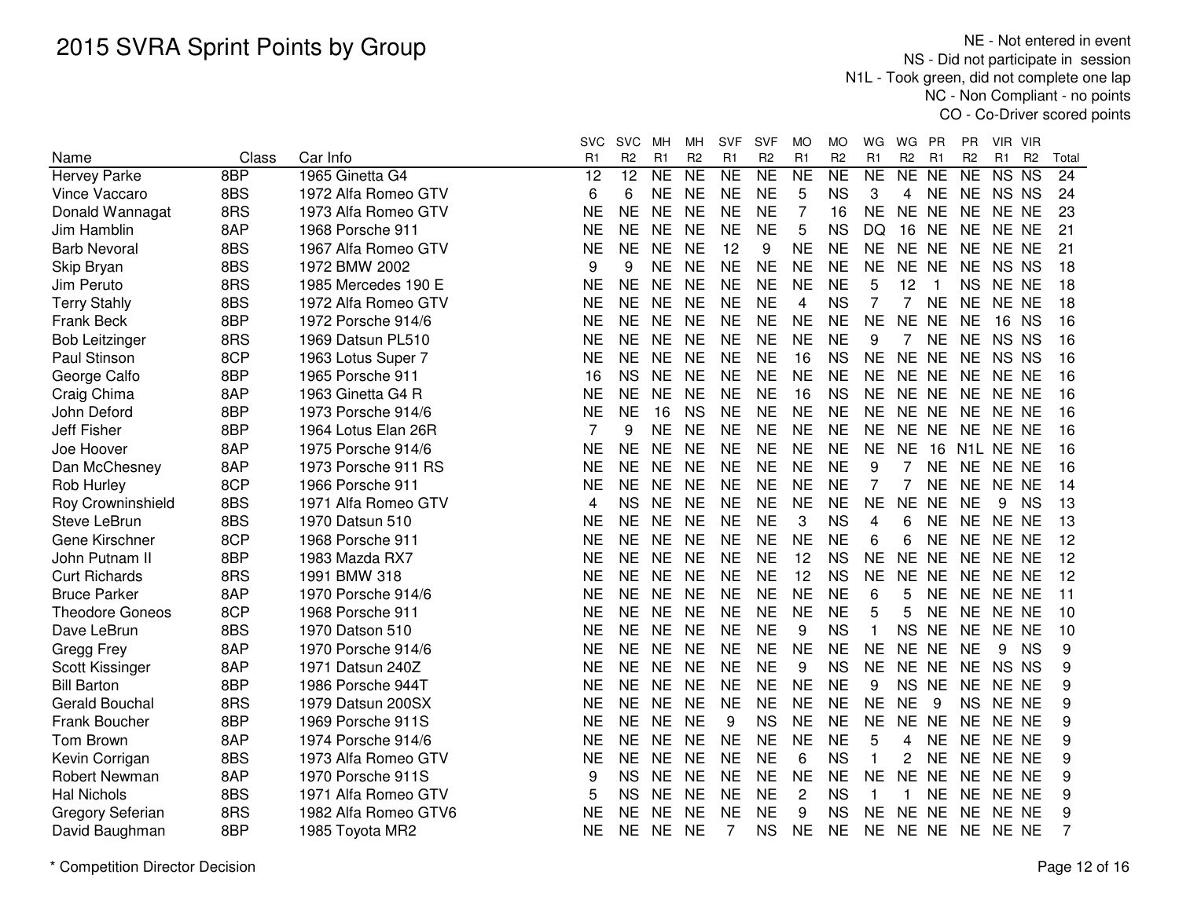# 2015 SVRA Sprint Points by Group

NE - Not entered in event
NS - Did not participate in session
N1L - Took green, did not complete one lap
NC - Non Compliant - no points
CO - Co-Driver scored points

| Name | Class | Car Info | SVC R1 | SVC R2 | MH R1 | MH R2 | SVF R1 | SVF R2 | MO R1 | MO R2 | WG R1 | WG R2 | PR R1 | PR R2 | VIR R1 | VIR R2 | Total |
|---|---|---|---|---|---|---|---|---|---|---|---|---|---|---|---|---|---|
| Hervey Parke | 8BP | 1965 Ginetta G4 | 12 | 12 | NE | NE | NE | NE | NE | NE | NE | NE | NE | NE | NS | NS | 24 |
| Vince Vaccaro | 8BS | 1972 Alfa Romeo GTV | 6 | 6 | NE | NE | NE | NE | 5 | NS | 3 | 4 | NE | NE | NS | NS | 24 |
| Donald Wannagat | 8RS | 1973 Alfa Romeo GTV | NE | NE | NE | NE | NE | NE | 7 | 16 | NE | NE | NE | NE | NE | NE | 23 |
| Jim Hamblin | 8AP | 1968 Porsche 911 | NE | NE | NE | NE | NE | NE | 5 | NS | DQ | 16 | NE | NE | NE | NE | 21 |
| Barb Nevoral | 8BS | 1967 Alfa Romeo GTV | NE | NE | NE | NE | 12 | 9 | NE | NE | NE | NE | NE | NE | NE | NE | 21 |
| Skip Bryan | 8BS | 1972 BMW 2002 | 9 | 9 | NE | NE | NE | NE | NE | NE | NE | NE | NE | NE | NS | NS | 18 |
| Jim Peruto | 8RS | 1985 Mercedes 190 E | NE | NE | NE | NE | NE | NE | NE | NE | 5 | 12 | 1 | NS | NE | NE | 18 |
| Terry Stahly | 8BS | 1972 Alfa Romeo GTV | NE | NE | NE | NE | NE | NE | 4 | NS | 7 | 7 | NE | NE | NE | NE | 18 |
| Frank Beck | 8BP | 1972 Porsche 914/6 | NE | NE | NE | NE | NE | NE | NE | NE | NE | NE | NE | NE | 16 | NS | 16 |
| Bob Leitzinger | 8RS | 1969 Datsun PL510 | NE | NE | NE | NE | NE | NE | NE | NE | 9 | 7 | NE | NE | NS | NS | 16 |
| Paul Stinson | 8CP | 1963 Lotus Super 7 | NE | NE | NE | NE | NE | NE | 16 | NS | NE | NE | NE | NE | NS | NS | 16 |
| George Calfo | 8BP | 1965 Porsche 911 | 16 | NS | NE | NE | NE | NE | NE | NE | NE | NE | NE | NE | NE | NE | 16 |
| Craig Chima | 8AP | 1963 Ginetta G4 R | NE | NE | NE | NE | NE | NE | 16 | NS | NE | NE | NE | NE | NE | NE | 16 |
| John Deford | 8BP | 1973 Porsche 914/6 | NE | NE | 16 | NS | NE | NE | NE | NE | NE | NE | NE | NE | NE | NE | 16 |
| Jeff Fisher | 8BP | 1964 Lotus Elan 26R | 7 | 9 | NE | NE | NE | NE | NE | NE | NE | NE | NE | NE | NE | NE | 16 |
| Joe Hoover | 8AP | 1975 Porsche 914/6 | NE | NE | NE | NE | NE | NE | NE | NE | NE | NE | 16 | N1L | NE | NE | 16 |
| Dan McChesney | 8AP | 1973 Porsche 911 RS | NE | NE | NE | NE | NE | NE | NE | NE | 9 | 7 | NE | NE | NE | NE | 16 |
| Rob Hurley | 8CP | 1966 Porsche 911 | NE | NE | NE | NE | NE | NE | NE | NE | 7 | 7 | NE | NE | NE | NE | 14 |
| Roy Crowninshield | 8BS | 1971 Alfa Romeo GTV | 4 | NS | NE | NE | NE | NE | NE | NE | NE | NE | NE | NE | 9 | NS | 13 |
| Steve LeBrun | 8BS | 1970 Datsun 510 | NE | NE | NE | NE | NE | NE | 3 | NS | 4 | 6 | NE | NE | NE | NE | 13 |
| Gene Kirschner | 8CP | 1968 Porsche 911 | NE | NE | NE | NE | NE | NE | NE | NE | 6 | 6 | NE | NE | NE | NE | 12 |
| John Putnam II | 8BP | 1983 Mazda RX7 | NE | NE | NE | NE | NE | NE | 12 | NS | NE | NE | NE | NE | NE | NE | 12 |
| Curt Richards | 8RS | 1991 BMW 318 | NE | NE | NE | NE | NE | NE | 12 | NS | NE | NE | NE | NE | NE | NE | 12 |
| Bruce Parker | 8AP | 1970 Porsche 914/6 | NE | NE | NE | NE | NE | NE | NE | NE | 6 | 5 | NE | NE | NE | NE | 11 |
| Theodore Goneos | 8CP | 1968 Porsche 911 | NE | NE | NE | NE | NE | NE | NE | NE | 5 | 5 | NE | NE | NE | NE | 10 |
| Dave LeBrun | 8BS | 1970 Datson 510 | NE | NE | NE | NE | NE | NE | 9 | NS | 1 | NS | NE | NE | NE | NE | 10 |
| Gregg Frey | 8AP | 1970 Porsche 914/6 | NE | NE | NE | NE | NE | NE | NE | NE | NE | NE | NE | NE | 9 | NS | 9 |
| Scott Kissinger | 8AP | 1971 Datsun 240Z | NE | NE | NE | NE | NE | NE | 9 | NS | NE | NE | NE | NE | NS | NS | 9 |
| Bill Barton | 8BP | 1986 Porsche 944T | NE | NE | NE | NE | NE | NE | NE | NE | 9 | NS | NE | NE | NE | NE | 9 |
| Gerald Bouchal | 8RS | 1979 Datsun 200SX | NE | NE | NE | NE | NE | NE | NE | NE | NE | NE | 9 | NS | NE | NE | 9 |
| Frank Boucher | 8BP | 1969 Porsche 911S | NE | NE | NE | NE | 9 | NS | NE | NE | NE | NE | NE | NE | NE | NE | 9 |
| Tom Brown | 8AP | 1974 Porsche 914/6 | NE | NE | NE | NE | NE | NE | NE | NE | 5 | 4 | NE | NE | NE | NE | 9 |
| Kevin Corrigan | 8BS | 1973 Alfa Romeo GTV | NE | NE | NE | NE | NE | NE | 6 | NS | 1 | 2 | NE | NE | NE | NE | 9 |
| Robert Newman | 8AP | 1970 Porsche 911S | 9 | NS | NE | NE | NE | NE | NE | NE | NE | NE | NE | NE | NE | NE | 9 |
| Hal Nichols | 8BS | 1971 Alfa Romeo GTV | 5 | NS | NE | NE | NE | NE | 2 | NS | 1 | 1 | NE | NE | NE | NE | 9 |
| Gregory Seferian | 8RS | 1982 Alfa Romeo GTV6 | NE | NE | NE | NE | NE | NE | 9 | NS | NE | NE | NE | NE | NE | NE | 9 |
| David Baughman | 8BP | 1985 Toyota MR2 | NE | NE | NE | NE | 7 | NS | NE | NE | NE | NE | NE | NE | NE | NE | 7 |

\* Competition Director Decision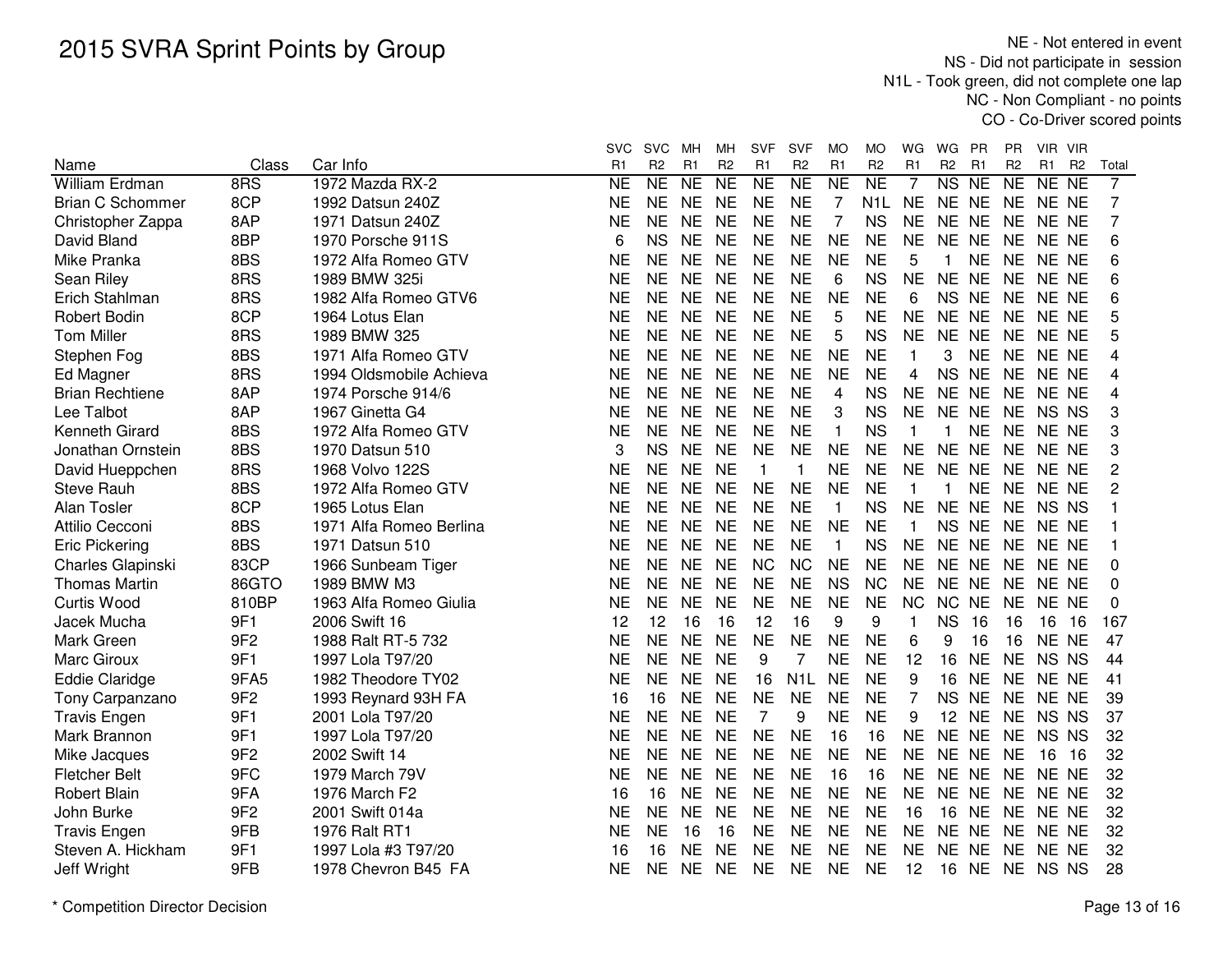# 2015 SVRA Sprint Points by Group

NE - Not entered in event
NS - Did not participate in session
N1L - Took green, did not complete one lap
NC - Non Compliant - no points
CO - Co-Driver scored points

| Name | Class | Car Info | SVC R1 | SVC R2 | MH R1 | MH R2 | SVF R1 | SVF R2 | MO R1 | MO R2 | WG R1 | WG R2 | PR R1 | PR R2 | VIR R1 | VIR R2 | Total |
|---|---|---|---|---|---|---|---|---|---|---|---|---|---|---|---|---|---|
| William Erdman | 8RS | 1972 Mazda RX-2 | NE | NE | NE | NE | NE | NE | NE | NE | 7 | NS | NE | NE | NE | NE | 7 |
| Brian C Schommer | 8CP | 1992 Datsun 240Z | NE | NE | NE | NE | NE | NE | 7 | N1L | NE | NE | NE | NE | NE | NE | 7 |
| Christopher Zappa | 8AP | 1971 Datsun 240Z | NE | NE | NE | NE | NE | NE | 7 | NS | NE | NE | NE | NE | NE | NE | 7 |
| David Bland | 8BP | 1970 Porsche 911S | 6 | NS | NE | NE | NE | NE | NE | NE | NE | NE | NE | NE | NE | NE | 6 |
| Mike Pranka | 8BS | 1972 Alfa Romeo GTV | NE | NE | NE | NE | NE | NE | NE | NE | 5 | 1 | NE | NE | NE | NE | 6 |
| Sean Riley | 8RS | 1989 BMW 325i | NE | NE | NE | NE | NE | NE | 6 | NS | NE | NE | NE | NE | NE | NE | 6 |
| Erich Stahlman | 8RS | 1982 Alfa Romeo GTV6 | NE | NE | NE | NE | NE | NE | NE | NE | 6 | NS | NE | NE | NE | NE | 6 |
| Robert Bodin | 8CP | 1964 Lotus Elan | NE | NE | NE | NE | NE | NE | 5 | NE | NE | NE | NE | NE | NE | NE | 5 |
| Tom Miller | 8RS | 1989 BMW 325 | NE | NE | NE | NE | NE | NE | 5 | NS | NE | NE | NE | NE | NE | NE | 5 |
| Stephen Fog | 8BS | 1971 Alfa Romeo GTV | NE | NE | NE | NE | NE | NE | NE | NE | 1 | 3 | NE | NE | NE | NE | 4 |
| Ed Magner | 8RS | 1994 Oldsmobile Achieva | NE | NE | NE | NE | NE | NE | NE | NE | 4 | NS | NE | NE | NE | NE | 4 |
| Brian Rechtiene | 8AP | 1974 Porsche 914/6 | NE | NE | NE | NE | NE | NE | 4 | NS | NE | NE | NE | NE | NE | NE | 4 |
| Lee Talbot | 8AP | 1967 Ginetta G4 | NE | NE | NE | NE | NE | NE | 3 | NS | NE | NE | NE | NE | NS | NS | 3 |
| Kenneth Girard | 8BS | 1972 Alfa Romeo GTV | NE | NE | NE | NE | NE | NE | 1 | NS | 1 | 1 | NE | NE | NE | NE | 3 |
| Jonathan Ornstein | 8BS | 1970 Datsun 510 | 3 | NS | NE | NE | NE | NE | NE | NE | NE | NE | NE | NE | NE | NE | 3 |
| David Hueppchen | 8RS | 1968 Volvo 122S | NE | NE | NE | NE | 1 | 1 | NE | NE | NE | NE | NE | NE | NE | NE | 2 |
| Steve Rauh | 8BS | 1972 Alfa Romeo GTV | NE | NE | NE | NE | NE | NE | NE | NE | 1 | 1 | NE | NE | NE | NE | 2 |
| Alan Tosler | 8CP | 1965 Lotus Elan | NE | NE | NE | NE | NE | NE | 1 | NS | NE | NE | NE | NE | NS | NS | 1 |
| Attilio Cecconi | 8BS | 1971 Alfa Romeo Berlina | NE | NE | NE | NE | NE | NE | NE | NE | 1 | NS | NE | NE | NE | NE | 1 |
| Eric Pickering | 8BS | 1971 Datsun 510 | NE | NE | NE | NE | NE | NE | 1 | NS | NE | NE | NE | NE | NE | NE | 1 |
| Charles Glapinski | 83CP | 1966 Sunbeam Tiger | NE | NE | NE | NE | NC | NC | NE | NE | NE | NE | NE | NE | NE | NE | 0 |
| Thomas Martin | 86GTO | 1989 BMW M3 | NE | NE | NE | NE | NE | NE | NS | NC | NE | NE | NE | NE | NE | NE | 0 |
| Curtis Wood | 810BP | 1963 Alfa Romeo Giulia | NE | NE | NE | NE | NE | NE | NE | NE | NC | NC | NE | NE | NE | NE | 0 |
| Jacek Mucha | 9F1 | 2006 Swift 16 | 12 | 12 | 16 | 16 | 12 | 16 | 9 | 9 | 1 | NS | 16 | 16 | 16 | 16 | 167 |
| Mark Green | 9F2 | 1988 Ralt RT-5 732 | NE | NE | NE | NE | NE | NE | NE | NE | 6 | 9 | 16 | 16 | NE | NE | 47 |
| Marc Giroux | 9F1 | 1997 Lola T97/20 | NE | NE | NE | NE | 9 | 7 | NE | NE | 12 | 16 | NE | NE | NS | NS | 44 |
| Eddie Claridge | 9FA5 | 1982 Theodore TY02 | NE | NE | NE | NE | 16 | N1L | NE | NE | 9 | 16 | NE | NE | NE | NE | 41 |
| Tony Carpanzano | 9F2 | 1993 Reynard 93H FA | 16 | 16 | NE | NE | NE | NE | NE | NE | 7 | NS | NE | NE | NE | NE | 39 |
| Travis Engen | 9F1 | 2001 Lola T97/20 | NE | NE | NE | NE | 7 | 9 | NE | NE | 9 | 12 | NE | NE | NS | NS | 37 |
| Mark Brannon | 9F1 | 1997 Lola T97/20 | NE | NE | NE | NE | NE | NE | 16 | 16 | NE | NE | NE | NE | NS | NS | 32 |
| Mike Jacques | 9F2 | 2002 Swift 14 | NE | NE | NE | NE | NE | NE | NE | NE | NE | NE | NE | NE | 16 | 16 | 32 |
| Fletcher Belt | 9FC | 1979 March 79V | NE | NE | NE | NE | NE | NE | 16 | 16 | NE | NE | NE | NE | NE | NE | 32 |
| Robert Blain | 9FA | 1976 March F2 | 16 | 16 | NE | NE | NE | NE | NE | NE | NE | NE | NE | NE | NE | NE | 32 |
| John Burke | 9F2 | 2001 Swift 014a | NE | NE | NE | NE | NE | NE | NE | NE | 16 | 16 | NE | NE | NE | NE | 32 |
| Travis Engen | 9FB | 1976 Ralt RT1 | NE | NE | 16 | 16 | NE | NE | NE | NE | NE | NE | NE | NE | NE | NE | 32 |
| Steven A. Hickham | 9F1 | 1997 Lola #3 T97/20 | 16 | 16 | NE | NE | NE | NE | NE | NE | NE | NE | NE | NE | NE | NE | 32 |
| Jeff Wright | 9FB | 1978 Chevron B45 FA | NE | NE | NE | NE | NE | NE | NE | NE | 12 | 16 | NE | NE | NS | NS | 28 |

\* Competition Director Decision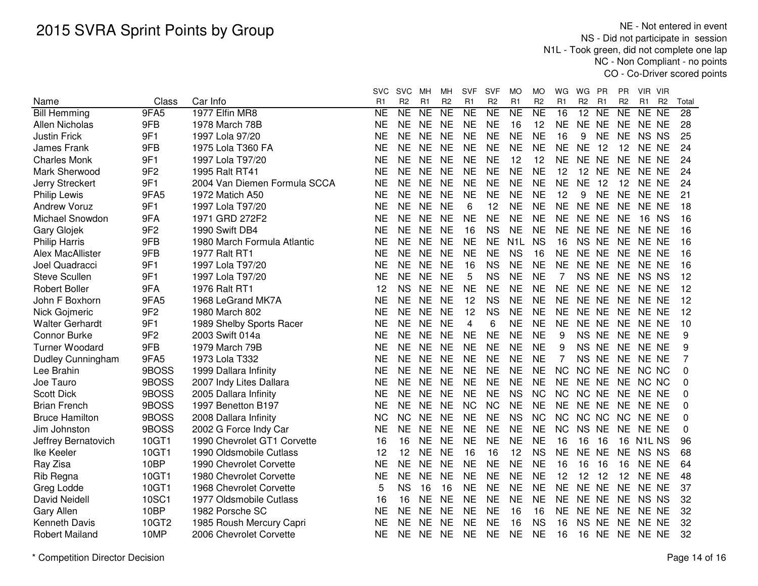# 2015 SVRA Sprint Points by Group

NE - Not entered in event
NS - Did not participate in session
N1L - Took green, did not complete one lap
NC - Non Compliant - no points
CO - Co-Driver scored points

| Name | Class | Car Info | SVC R1 | SVC R2 | MH R1 | MH R2 | SVF R1 | SVF R2 | MO R1 | MO R2 | WG R1 | WG R2 | PR R1 | PR R2 | VIR R1 | VIR R2 | Total |
|---|---|---|---|---|---|---|---|---|---|---|---|---|---|---|---|---|---|
| Bill Hemming | 9FA5 | 1977 Elfin MR8 | NE | NE | NE | NE | NE | NE | NE | NE | 16 | 12 | NE | NE | NE | NE | 28 |
| Allen Nicholas | 9FB | 1978 March 78B | NE | NE | NE | NE | NE | NE | 16 | 12 | NE | NE | NE | NE | NE | NE | 28 |
| Justin Frick | 9F1 | 1997 Lola 97/20 | NE | NE | NE | NE | NE | NE | NE | NE | 16 | 9 | NE | NE | NS | NS | 25 |
| James Frank | 9FB | 1975 Lola T360 FA | NE | NE | NE | NE | NE | NE | NE | NE | NE | NE | 12 | 12 | NE | NE | 24 |
| Charles Monk | 9F1 | 1997 Lola T97/20 | NE | NE | NE | NE | NE | NE | 12 | 12 | NE | NE | NE | NE | NE | NE | 24 |
| Mark Sherwood | 9F2 | 1995 Ralt RT41 | NE | NE | NE | NE | NE | NE | NE | NE | 12 | 12 | NE | NE | NE | NE | 24 |
| Jerry Streckert | 9F1 | 2004 Van Diemen Formula SCCA | NE | NE | NE | NE | NE | NE | NE | NE | NE | NE | 12 | 12 | NE | NE | 24 |
| Philip Lewis | 9FA5 | 1972 Matich A50 | NE | NE | NE | NE | NE | NE | NE | NE | 12 | 9 | NE | NE | NE | NE | 21 |
| Andrew Voruz | 9F1 | 1997 Lola T97/20 | NE | NE | NE | NE | 6 | 12 | NE | NE | NE | NE | NE | NE | NE | NE | 18 |
| Michael Snowdon | 9FA | 1971 GRD 272F2 | NE | NE | NE | NE | NE | NE | NE | NE | NE | NE | NE | NE | 16 | NS | 16 |
| Gary Glojek | 9F2 | 1990 Swift DB4 | NE | NE | NE | NE | 16 | NS | NE | NE | NE | NE | NE | NE | NE | NE | 16 |
| Philip Harris | 9FB | 1980 March Formula Atlantic | NE | NE | NE | NE | NE | NE | N1L | NS | 16 | NS | NE | NE | NE | NE | 16 |
| Alex MacAllister | 9FB | 1977 Ralt RT1 | NE | NE | NE | NE | NE | NE | NS | 16 | NE | NE | NE | NE | NE | NE | 16 |
| Joel Quadracci | 9F1 | 1997 Lola T97/20 | NE | NE | NE | NE | 16 | NS | NE | NE | NE | NE | NE | NE | NE | NE | 16 |
| Steve Scullen | 9F1 | 1997 Lola T97/20 | NE | NE | NE | NE | 5 | NS | NE | NE | 7 | NS | NE | NE | NS | NS | 12 |
| Robert Boller | 9FA | 1976 Ralt RT1 | 12 | NS | NE | NE | NE | NE | NE | NE | NE | NE | NE | NE | NE | NE | 12 |
| John F Boxhorn | 9FA5 | 1968 LeGrand MK7A | NE | NE | NE | NE | 12 | NS | NE | NE | NE | NE | NE | NE | NE | NE | 12 |
| Nick Gojmeric | 9F2 | 1980 March 802 | NE | NE | NE | NE | 12 | NS | NE | NE | NE | NE | NE | NE | NE | NE | 12 |
| Walter Gerhardt | 9F1 | 1989 Shelby Sports Racer | NE | NE | NE | NE | 4 | 6 | NE | NE | NE | NE | NE | NE | NE | NE | 10 |
| Connor Burke | 9F2 | 2003 Swift 014a | NE | NE | NE | NE | NE | NE | NE | NE | 9 | NS | NE | NE | NE | NE | 9 |
| Turner Woodard | 9FB | 1979 March 79B | NE | NE | NE | NE | NE | NE | NE | NE | 9 | NS | NE | NE | NE | NE | 9 |
| Dudley Cunningham | 9FA5 | 1973 Lola T332 | NE | NE | NE | NE | NE | NE | NE | NE | 7 | NS | NE | NE | NE | NE | 7 |
| Lee Brahin | 9BOSS | 1999 Dallara Infinity | NE | NE | NE | NE | NE | NE | NE | NE | NC | NC | NE | NE | NC | NC | 0 |
| Joe Tauro | 9BOSS | 2007 Indy Lites Dallara | NE | NE | NE | NE | NE | NE | NE | NE | NE | NE | NE | NE | NC | NC | 0 |
| Scott Dick | 9BOSS | 2005 Dallara Infinity | NE | NE | NE | NE | NE | NE | NS | NC | NC | NC | NE | NE | NE | NE | 0 |
| Brian French | 9BOSS | 1997 Benetton B197 | NE | NE | NE | NE | NC | NC | NE | NE | NE | NE | NE | NE | NE | NE | 0 |
| Bruce Hamilton | 9BOSS | 2008 Dallara Infinity | NC | NC | NE | NE | NE | NE | NS | NC | NC | NC | NC | NC | NE | NE | 0 |
| Jim Johnston | 9BOSS | 2002 G Force Indy Car | NE | NE | NE | NE | NE | NE | NE | NE | NC | NS | NE | NE | NE | NE | 0 |
| Jeffrey Bernatovich | 10GT1 | 1990 Chevrolet GT1 Corvette | 16 | 16 | NE | NE | NE | NE | NE | NE | 16 | 16 | 16 | 16 | N1L | NS | 96 |
| Ike Keeler | 10GT1 | 1990 Oldsmobile Cutlass | 12 | 12 | NE | NE | 16 | 16 | 12 | NS | NE | NE | NE | NE | NS | NS | 68 |
| Ray Zisa | 10BP | 1990 Chevrolet Corvette | NE | NE | NE | NE | NE | NE | NE | NE | 16 | 16 | 16 | 16 | NE | NE | 64 |
| Rib Regna | 10GT1 | 1980 Chevrolet Corvette | NE | NE | NE | NE | NE | NE | NE | NE | 12 | 12 | 12 | 12 | NE | NE | 48 |
| Greg Lodde | 10GT1 | 1968 Chevrolet Corvette | 5 | NS | 16 | 16 | NE | NE | NE | NE | NE | NE | NE | NE | NE | NE | 37 |
| David Neidell | 10SC1 | 1977 Oldsmobile Cutlass | 16 | 16 | NE | NE | NE | NE | NE | NE | NE | NE | NE | NE | NS | NS | 32 |
| Gary Allen | 10BP | 1982 Porsche SC | NE | NE | NE | NE | NE | NE | 16 | 16 | NE | NE | NE | NE | NE | NE | 32 |
| Kenneth Davis | 10GT2 | 1985 Roush Mercury Capri | NE | NE | NE | NE | NE | NE | 16 | NS | 16 | NS | NE | NE | NE | NE | 32 |
| Robert Mailand | 10MP | 2006 Chevrolet Corvette | NE | NE | NE | NE | NE | NE | NE | NE | 16 | 16 | NE | NE | NE | NE | 32 |

\* Competition Director Decision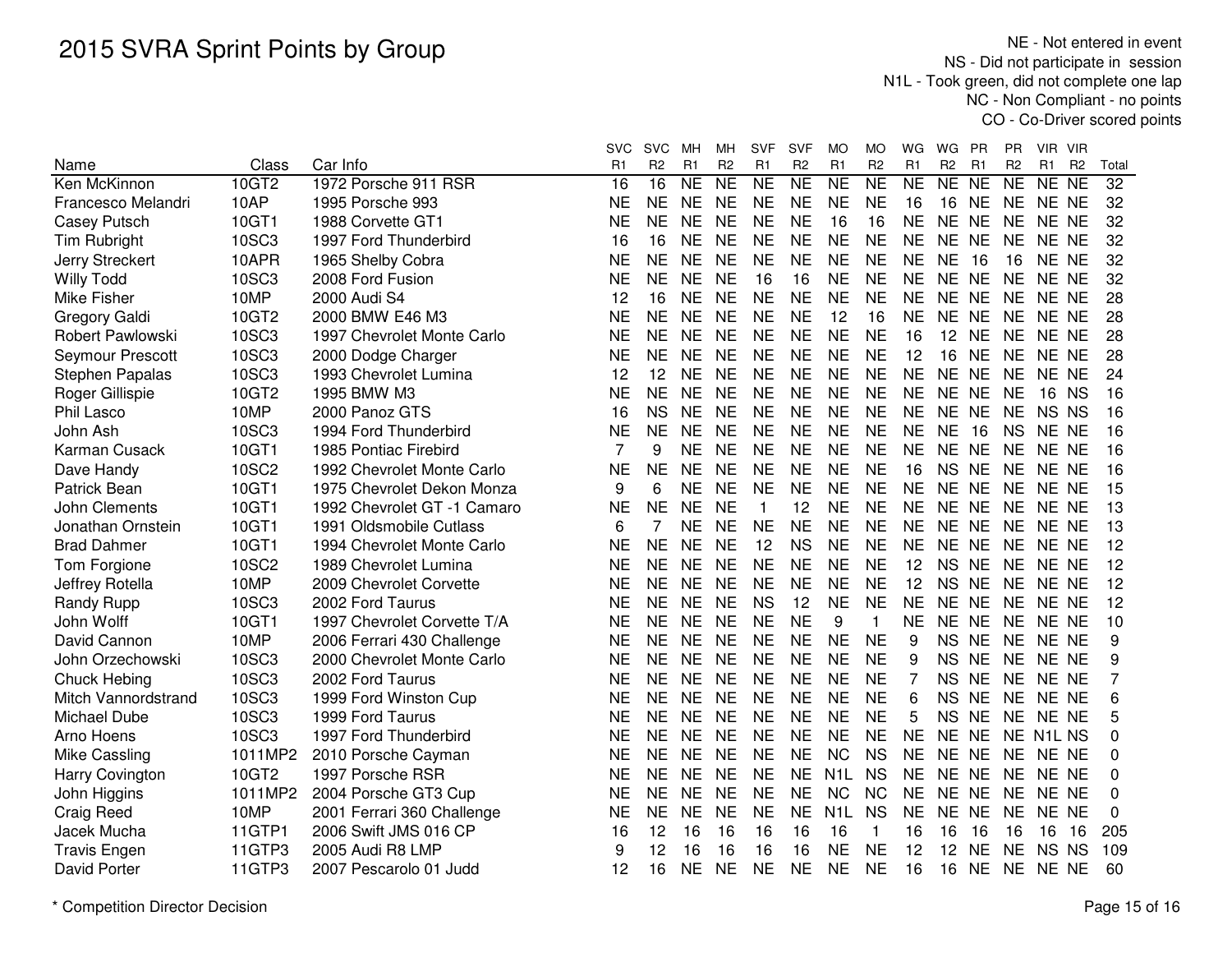# 2015 SVRA Sprint Points by Group

NE - Not entered in event
NS - Did not participate in session
N1L - Took green, did not complete one lap
NC - Non Compliant - no points
CO - Co-Driver scored points

| Name | Class | Car Info | SVC R1 | SVC R2 | MH R1 | MH R2 | SVF R1 | SVF R2 | MO R1 | MO R2 | WG R1 | WG R2 | PR R1 | PR R2 | VIR R1 | VIR R2 | Total |
|---|---|---|---|---|---|---|---|---|---|---|---|---|---|---|---|---|---|
| Ken McKinnon | 10GT2 | 1972 Porsche 911 RSR | 16 | 16 | NE | NE | NE | NE | NE | NE | NE | NE | NE | NE | NE | NE | 32 |
| Francesco Melandri | 10AP | 1995 Porsche 993 | NE | NE | NE | NE | NE | NE | NE | NE | 16 | 16 | NE | NE | NE | NE | 32 |
| Casey Putsch | 10GT1 | 1988 Corvette GT1 | NE | NE | NE | NE | NE | NE | 16 | 16 | NE | NE | NE | NE | NE | NE | 32 |
| Tim Rubright | 10SC3 | 1997 Ford Thunderbird | 16 | 16 | NE | NE | NE | NE | NE | NE | NE | NE | NE | NE | NE | NE | 32 |
| Jerry Streckert | 10APR | 1965 Shelby Cobra | NE | NE | NE | NE | NE | NE | NE | NE | NE | NE | 16 | 16 | NE | NE | 32 |
| Willy Todd | 10SC3 | 2008 Ford Fusion | NE | NE | NE | NE | 16 | 16 | NE | NE | NE | NE | NE | NE | NE | NE | 32 |
| Mike Fisher | 10MP | 2000 Audi S4 | 12 | 16 | NE | NE | NE | NE | NE | NE | NE | NE | NE | NE | NE | NE | 28 |
| Gregory Galdi | 10GT2 | 2000 BMW E46 M3 | NE | NE | NE | NE | NE | NE | 12 | 16 | NE | NE | NE | NE | NE | NE | 28 |
| Robert Pawlowski | 10SC3 | 1997 Chevrolet Monte Carlo | NE | NE | NE | NE | NE | NE | NE | NE | 16 | 12 | NE | NE | NE | NE | 28 |
| Seymour Prescott | 10SC3 | 2000 Dodge Charger | NE | NE | NE | NE | NE | NE | NE | NE | 12 | 16 | NE | NE | NE | NE | 28 |
| Stephen Papalas | 10SC3 | 1993 Chevrolet Lumina | 12 | 12 | NE | NE | NE | NE | NE | NE | NE | NE | NE | NE | NE | NE | 24 |
| Roger Gillispie | 10GT2 | 1995 BMW M3 | NE | NE | NE | NE | NE | NE | NE | NE | NE | NE | NE | NE | 16 | NS | 16 |
| Phil Lasco | 10MP | 2000 Panoz GTS | 16 | NS | NE | NE | NE | NE | NE | NE | NE | NE | NE | NE | NS | NS | 16 |
| John Ash | 10SC3 | 1994 Ford Thunderbird | NE | NE | NE | NE | NE | NE | NE | NE | NE | NE | 16 | NS | NE | NE | 16 |
| Karman Cusack | 10GT1 | 1985 Pontiac Firebird | 7 | 9 | NE | NE | NE | NE | NE | NE | NE | NE | NE | NE | NE | NE | 16 |
| Dave Handy | 10SC2 | 1992 Chevrolet Monte Carlo | NE | NE | NE | NE | NE | NE | NE | NE | 16 | NS | NE | NE | NE | NE | 16 |
| Patrick Bean | 10GT1 | 1975 Chevrolet Dekon Monza | 9 | 6 | NE | NE | NE | NE | NE | NE | NE | NE | NE | NE | NE | NE | 15 |
| John Clements | 10GT1 | 1992 Chevrolet GT -1 Camaro | NE | NE | NE | NE | 1 | 12 | NE | NE | NE | NE | NE | NE | NE | NE | 13 |
| Jonathan Ornstein | 10GT1 | 1991 Oldsmobile Cutlass | 6 | 7 | NE | NE | NE | NE | NE | NE | NE | NE | NE | NE | NE | NE | 13 |
| Brad Dahmer | 10GT1 | 1994 Chevrolet Monte Carlo | NE | NE | NE | NE | 12 | NS | NE | NE | NE | NE | NE | NE | NE | NE | 12 |
| Tom Forgione | 10SC2 | 1989 Chevrolet Lumina | NE | NE | NE | NE | NE | NE | NE | NE | 12 | NS | NE | NE | NE | NE | 12 |
| Jeffrey Rotella | 10MP | 2009 Chevrolet Corvette | NE | NE | NE | NE | NE | NE | NE | NE | 12 | NS | NE | NE | NE | NE | 12 |
| Randy Rupp | 10SC3 | 2002 Ford Taurus | NE | NE | NE | NE | NS | 12 | NE | NE | NE | NE | NE | NE | NE | NE | 12 |
| John Wolff | 10GT1 | 1997 Chevrolet Corvette T/A | NE | NE | NE | NE | NE | NE | 9 | 1 | NE | NE | NE | NE | NE | NE | 10 |
| David Cannon | 10MP | 2006 Ferrari 430 Challenge | NE | NE | NE | NE | NE | NE | NE | NE | 9 | NS | NE | NE | NE | NE | 9 |
| John Orzechowski | 10SC3 | 2000 Chevrolet Monte Carlo | NE | NE | NE | NE | NE | NE | NE | NE | 9 | NS | NE | NE | NE | NE | 9 |
| Chuck Hebing | 10SC3 | 2002 Ford Taurus | NE | NE | NE | NE | NE | NE | NE | NE | 7 | NS | NE | NE | NE | NE | 7 |
| Mitch Vannordstrand | 10SC3 | 1999 Ford Winston Cup | NE | NE | NE | NE | NE | NE | NE | NE | 6 | NS | NE | NE | NE | NE | 6 |
| Michael Dube | 10SC3 | 1999 Ford Taurus | NE | NE | NE | NE | NE | NE | NE | NE | 5 | NS | NE | NE | NE | NE | 5 |
| Arno Hoens | 10SC3 | 1997 Ford Thunderbird | NE | NE | NE | NE | NE | NE | NE | NE | NE | NE | NE | NE | N1L | NS | 0 |
| Mike Cassling | 1011MP2 | 2010 Porsche Cayman | NE | NE | NE | NE | NE | NE | NC | NS | NE | NE | NE | NE | NE | NE | 0 |
| Harry Covington | 10GT2 | 1997 Porsche RSR | NE | NE | NE | NE | NE | NE | N1L | NS | NE | NE | NE | NE | NE | NE | 0 |
| John Higgins | 1011MP2 | 2004 Porsche GT3 Cup | NE | NE | NE | NE | NE | NE | NC | NC | NE | NE | NE | NE | NE | NE | 0 |
| Craig Reed | 10MP | 2001 Ferrari 360 Challenge | NE | NE | NE | NE | NE | NE | N1L | NS | NE | NE | NE | NE | NE | NE | 0 |
| Jacek Mucha | 11GTP1 | 2006 Swift JMS 016 CP | 16 | 12 | 16 | 16 | 16 | 16 | 16 | 1 | 16 | 16 | 16 | 16 | 16 | 16 | 205 |
| Travis Engen | 11GTP3 | 2005 Audi R8 LMP | 9 | 12 | 16 | 16 | 16 | 16 | NE | NE | 12 | 12 | NE | NE | NS | NS | 109 |
| David Porter | 11GTP3 | 2007 Pescarolo 01 Judd | 12 | 16 | NE | NE | NE | NE | NE | NE | 16 | 16 | NE | NE | NE | NE | 60 |

\* Competition Director Decision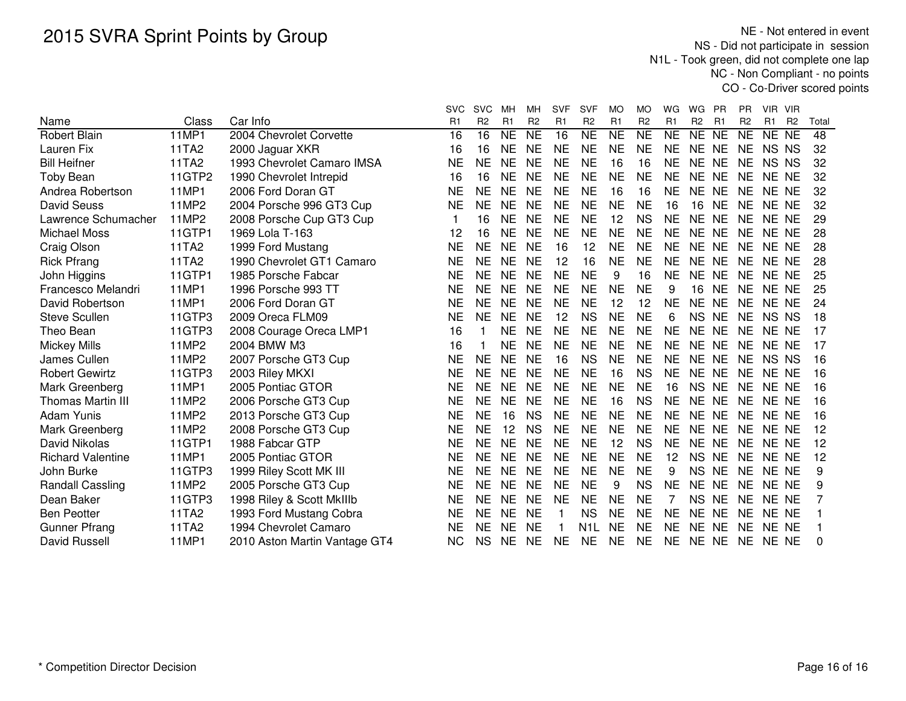# 2015 SVRA Sprint Points by Group

NE - Not entered in event
NS - Did not participate in session
N1L - Took green, did not complete one lap
NC - Non Compliant - no points
CO - Co-Driver scored points

| Name | Class | Car Info | SVC R1 | SVC R2 | MH R1 | MH R2 | SVF R1 | SVF R2 | MO R1 | MO R2 | WG R1 | WG R2 | PR R1 | PR R2 | VIR R1 | VIR R2 | Total |
|---|---|---|---|---|---|---|---|---|---|---|---|---|---|---|---|---|---|
| Robert Blain | 11MP1 | 2004 Chevrolet Corvette | 16 | 16 | NE | NE | 16 | NE | NE | NE | NE | NE | NE | NE | NE | NE | 48 |
| Lauren Fix | 11TA2 | 2000 Jaguar XKR | 16 | 16 | NE | NE | NE | NE | NE | NE | NE | NE | NE | NE | NS | NS | 32 |
| Bill Heifner | 11TA2 | 1993 Chevrolet Camaro IMSA | NE | NE | NE | NE | NE | NE | 16 | 16 | NE | NE | NE | NE | NS | NS | 32 |
| Toby Bean | 11GTP2 | 1990 Chevrolet Intrepid | 16 | 16 | NE | NE | NE | NE | NE | NE | NE | NE | NE | NE | NE | NE | 32 |
| Andrea Robertson | 11MP1 | 2006 Ford Doran GT | NE | NE | NE | NE | NE | NE | 16 | 16 | NE | NE | NE | NE | NE | NE | 32 |
| David Seuss | 11MP2 | 2004 Porsche 996 GT3 Cup | NE | NE | NE | NE | NE | NE | NE | NE | 16 | 16 | NE | NE | NE | NE | 32 |
| Lawrence Schumacher | 11MP2 | 2008 Porsche Cup GT3 Cup | 1 | 16 | NE | NE | NE | NE | 12 | NS | NE | NE | NE | NE | NE | NE | 29 |
| Michael Moss | 11GTP1 | 1969 Lola T-163 | 12 | 16 | NE | NE | NE | NE | NE | NE | NE | NE | NE | NE | NE | NE | 28 |
| Craig Olson | 11TA2 | 1999 Ford Mustang | NE | NE | NE | NE | 16 | 12 | NE | NE | NE | NE | NE | NE | NE | NE | 28 |
| Rick Pfrang | 11TA2 | 1990 Chevrolet GT1 Camaro | NE | NE | NE | NE | 12 | 16 | NE | NE | NE | NE | NE | NE | NE | NE | 28 |
| John Higgins | 11GTP1 | 1985 Porsche Fabcar | NE | NE | NE | NE | NE | NE | 9 | 16 | NE | NE | NE | NE | NE | NE | 25 |
| Francesco Melandri | 11MP1 | 1996 Porsche 993 TT | NE | NE | NE | NE | NE | NE | NE | NE | 9 | 16 | NE | NE | NE | NE | 25 |
| David Robertson | 11MP1 | 2006 Ford Doran GT | NE | NE | NE | NE | NE | NE | 12 | 12 | NE | NE | NE | NE | NE | NE | 24 |
| Steve Scullen | 11GTP3 | 2009 Oreca FLM09 | NE | NE | NE | NE | 12 | NS | NE | NE | 6 | NS | NE | NE | NS | NS | 18 |
| Theo Bean | 11GTP3 | 2008 Courage Oreca LMP1 | 16 | 1 | NE | NE | NE | NE | NE | NE | NE | NE | NE | NE | NE | NE | 17 |
| Mickey Mills | 11MP2 | 2004 BMW M3 | 16 | 1 | NE | NE | NE | NE | NE | NE | NE | NE | NE | NE | NE | NE | 17 |
| James Cullen | 11MP2 | 2007 Porsche GT3 Cup | NE | NE | NE | NE | 16 | NS | NE | NE | NE | NE | NE | NE | NS | NS | 16 |
| Robert Gewirtz | 11GTP3 | 2003 Riley MKXI | NE | NE | NE | NE | NE | NE | 16 | NS | NE | NE | NE | NE | NE | NE | 16 |
| Mark Greenberg | 11MP1 | 2005 Pontiac GTOR | NE | NE | NE | NE | NE | NE | NE | NE | 16 | NS | NE | NE | NE | NE | 16 |
| Thomas Martin III | 11MP2 | 2006 Porsche GT3 Cup | NE | NE | NE | NE | NE | NE | 16 | NS | NE | NE | NE | NE | NE | NE | 16 |
| Adam Yunis | 11MP2 | 2013 Porsche GT3 Cup | NE | NE | 16 | NS | NE | NE | NE | NE | NE | NE | NE | NE | NE | NE | 16 |
| Mark Greenberg | 11MP2 | 2008 Porsche GT3 Cup | NE | NE | 12 | NS | NE | NE | NE | NE | NE | NE | NE | NE | NE | NE | 12 |
| David Nikolas | 11GTP1 | 1988 Fabcar GTP | NE | NE | NE | NE | NE | NE | 12 | NS | NE | NE | NE | NE | NE | NE | 12 |
| Richard Valentine | 11MP1 | 2005 Pontiac GTOR | NE | NE | NE | NE | NE | NE | NE | NE | 12 | NS | NE | NE | NE | NE | 12 |
| John Burke | 11GTP3 | 1999 Riley Scott MK III | NE | NE | NE | NE | NE | NE | NE | NE | 9 | NS | NE | NE | NE | NE | 9 |
| Randall Cassling | 11MP2 | 2005 Porsche GT3 Cup | NE | NE | NE | NE | NE | NE | 9 | NS | NE | NE | NE | NE | NE | NE | 9 |
| Dean Baker | 11GTP3 | 1998 Riley & Scott MkIIIb | NE | NE | NE | NE | NE | NE | NE | NE | 7 | NS | NE | NE | NE | NE | 7 |
| Ben Peotter | 11TA2 | 1993 Ford Mustang Cobra | NE | NE | NE | NE | 1 | NS | NE | NE | NE | NE | NE | NE | NE | NE | 1 |
| Gunner Pfrang | 11TA2 | 1994 Chevrolet Camaro | NE | NE | NE | NE | 1 | N1L | NE | NE | NE | NE | NE | NE | NE | NE | 1 |
| David Russell | 11MP1 | 2010 Aston Martin Vantage GT4 | NC | NS | NE | NE | NE | NE | NE | NE | NE | NE | NE | NE | NE | NE | 0 |

* Competition Director Decision